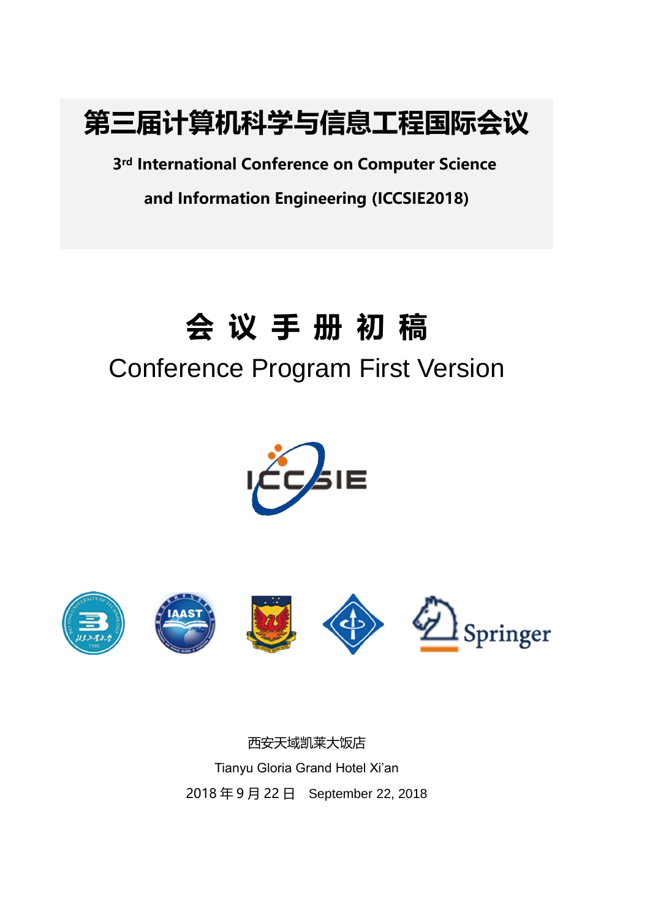# 第三届计算机科学与信息工程国际会议

**3rd International Conference on Computer Science and Information Engineering (ICCSIE2018)**

# 会 议 手 册 初 稿

## Conference Program First Version

西安天域凯莱大饭店

Tianyu Gloria Grand Hotel Xi'an

2018 年 9 月 22 日　September 22, 2018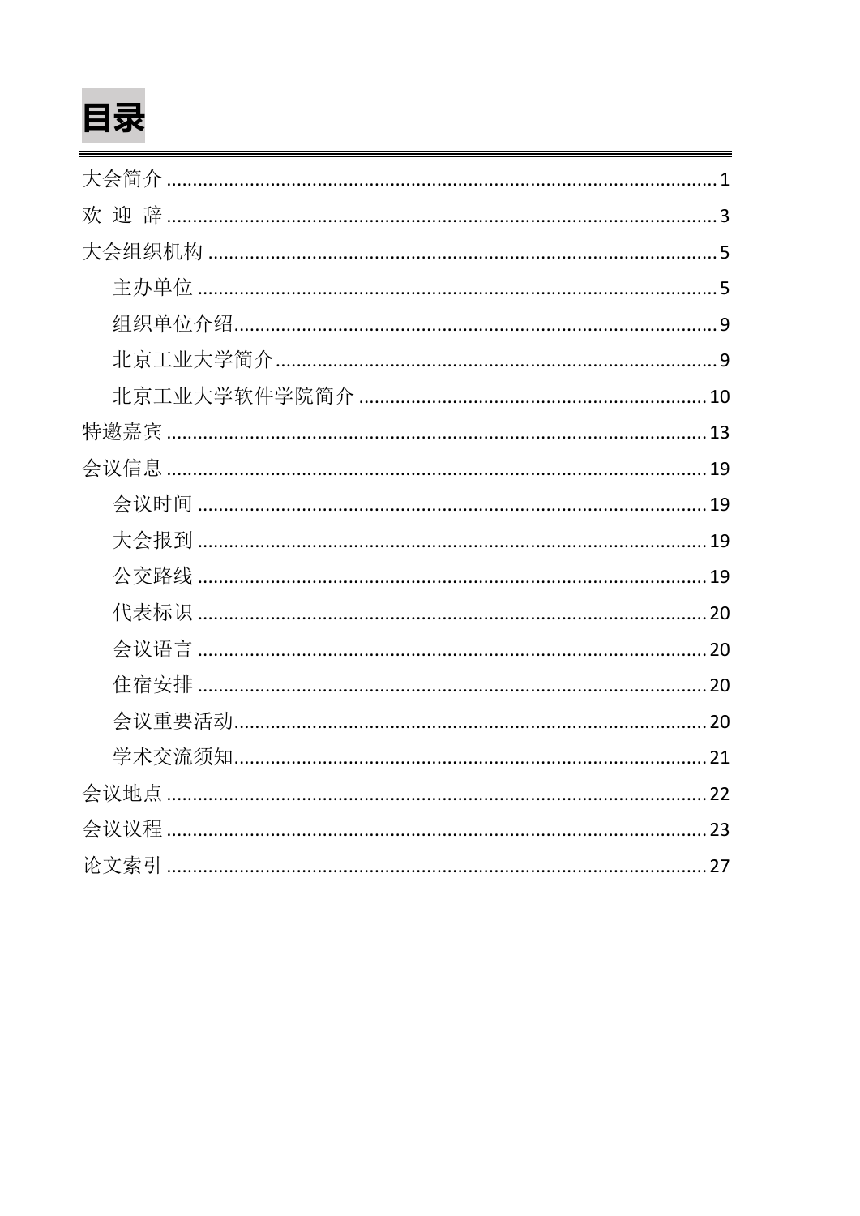# 目录

- 大会简介 ........................................................................................................ 1
- 欢 迎 辞 ........................................................................................................ 3
- 大会组织机构 ................................................................................................ 5
  - 主办单位 .................................................................................................. 5
  - 组织单位介绍............................................................................................ 9
  - 北京工业大学简介.................................................................................... 9
  - 北京工业大学软件学院简介 ................................................................ 10
- 特邀嘉宾 ...................................................................................................... 13
- 会议信息 ...................................................................................................... 19
  - 会议时间 ................................................................................................ 19
  - 大会报到 ................................................................................................ 19
  - 公交路线 ................................................................................................ 19
  - 代表标识 ................................................................................................ 20
  - 会议语言 ................................................................................................ 20
  - 住宿安排 ................................................................................................ 20
  - 会议重要活动.......................................................................................... 20
  - 学术交流须知.......................................................................................... 21
- 会议地点 ...................................................................................................... 22
- 会议议程 ...................................................................................................... 23
- 论文索引 ...................................................................................................... 27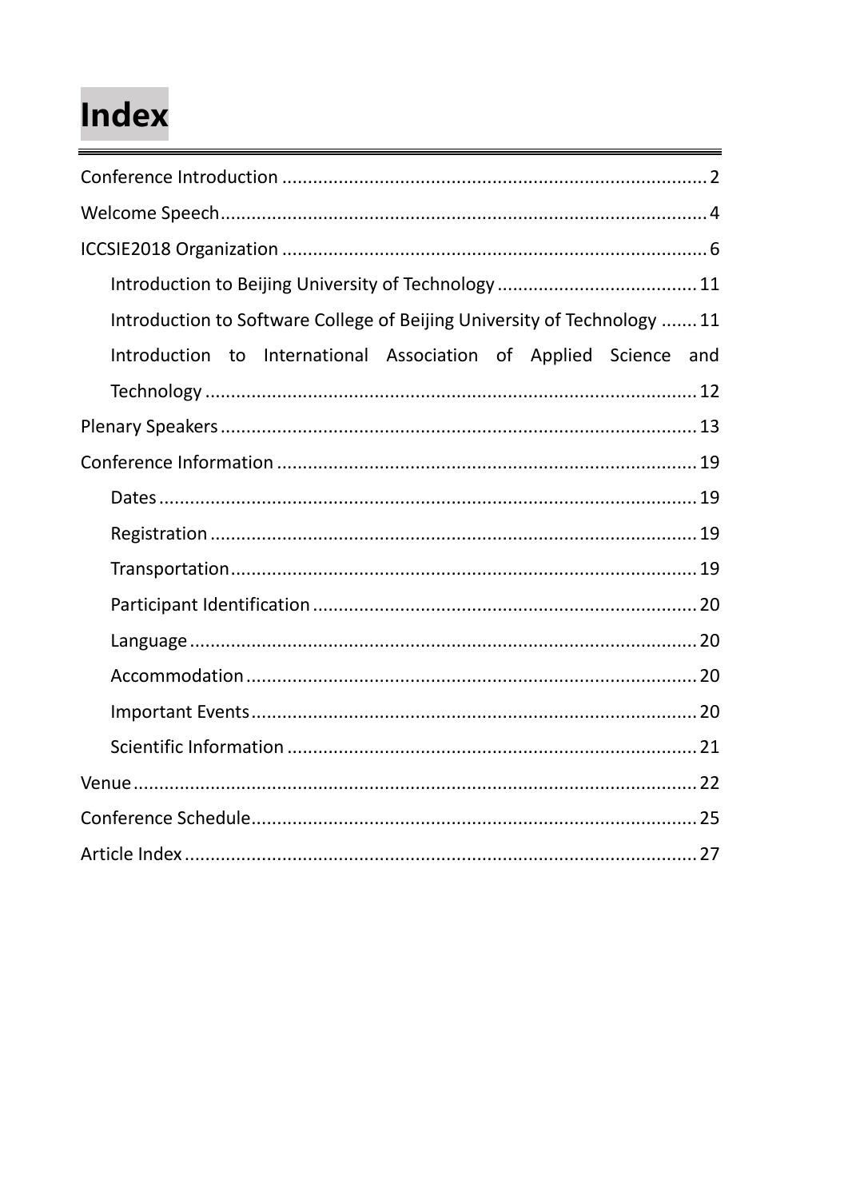# Index

- Conference Introduction ... 2
- Welcome Speech ... 4
- ICCSIE2018 Organization ... 6
  - Introduction to Beijing University of Technology ... 11
  - Introduction to Software College of Beijing University of Technology ... 11
  - Introduction to International Association of Applied Science and Technology ... 12
- Plenary Speakers ... 13
- Conference Information ... 19
  - Dates ... 19
  - Registration ... 19
  - Transportation ... 19
  - Participant Identification ... 20
  - Language ... 20
  - Accommodation ... 20
  - Important Events ... 20
  - Scientific Information ... 21
- Venue ... 22
- Conference Schedule ... 25
- Article Index ... 27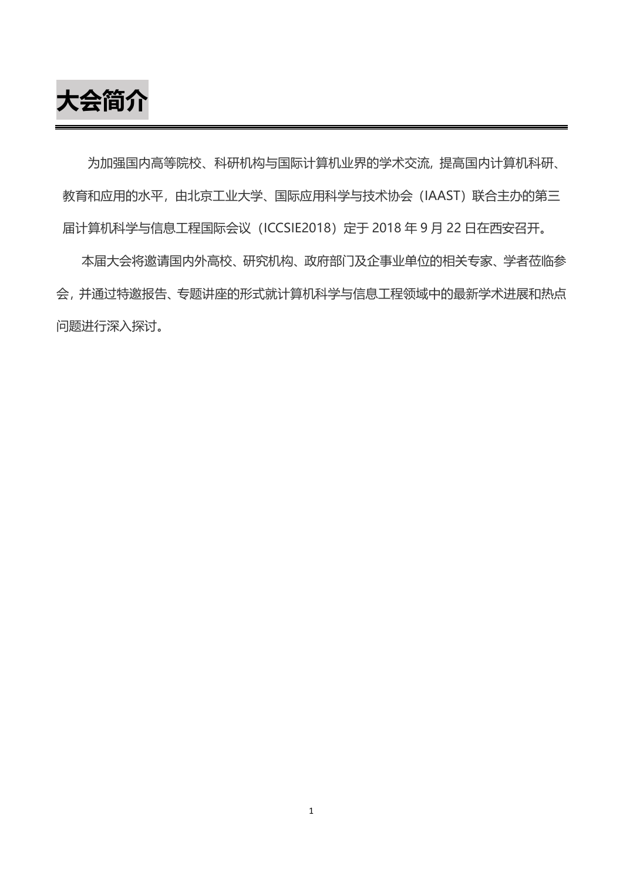# 大会简介

为加强国内高等院校、科研机构与国际计算机业界的学术交流，提高国内计算机科研、教育和应用的水平，由北京工业大学、国际应用科学与技术协会（IAAST）联合主办的第三届计算机科学与信息工程国际会议（ICCSIE2018）定于 2018 年 9 月 22 日在西安召开。

本届大会将邀请国内外高校、研究机构、政府部门及企事业单位的相关专家、学者莅临参会，并通过特邀报告、专题讲座的形式就计算机科学与信息工程领域中的最新学术进展和热点问题进行深入探讨。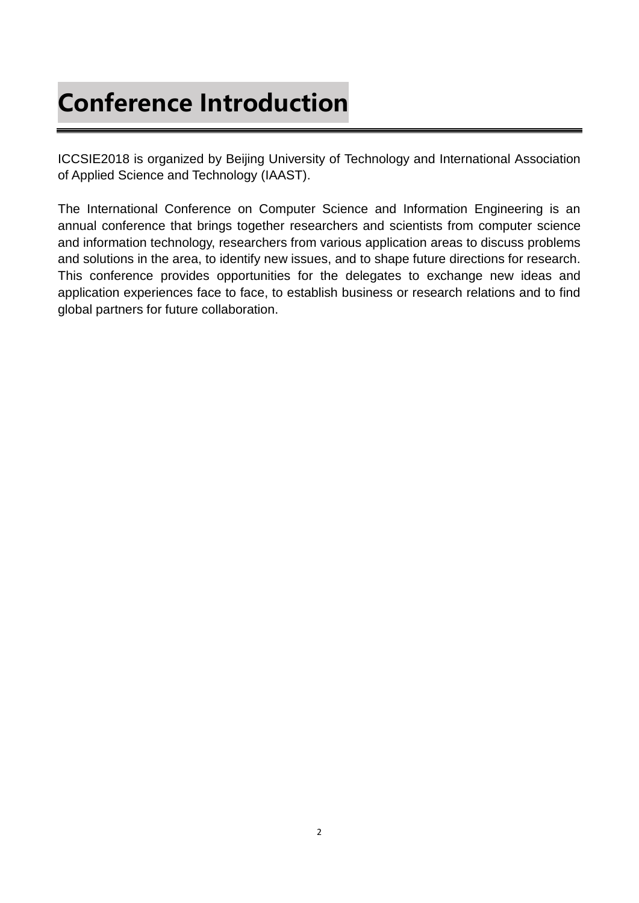# Conference Introduction

ICCSIE2018 is organized by Beijing University of Technology and International Association of Applied Science and Technology (IAAST).

The International Conference on Computer Science and Information Engineering is an annual conference that brings together researchers and scientists from computer science and information technology, researchers from various application areas to discuss problems and solutions in the area, to identify new issues, and to shape future directions for research. This conference provides opportunities for the delegates to exchange new ideas and application experiences face to face, to establish business or research relations and to find global partners for future collaboration.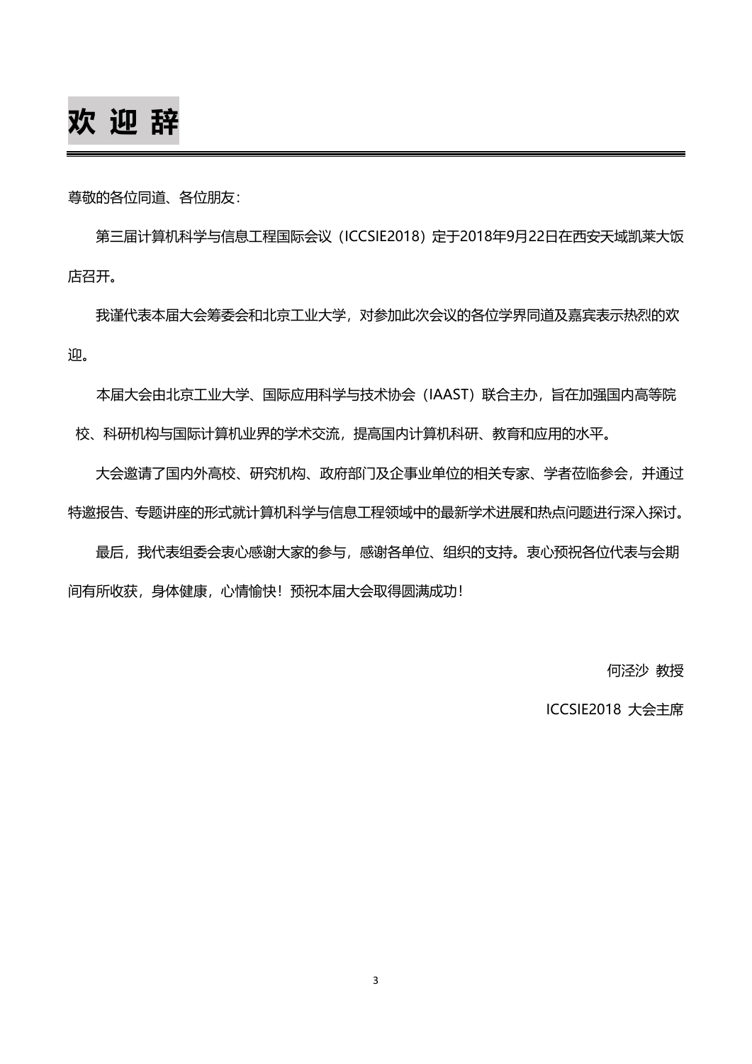# 欢 迎 辞

尊敬的各位同道、各位朋友：

第三届计算机科学与信息工程国际会议（ICCSIE2018）定于2018年9月22日在西安天域凯莱大饭店召开。

我谨代表本届大会筹委会和北京工业大学，对参加此次会议的各位学界同道及嘉宾表示热烈的欢迎。

本届大会由北京工业大学、国际应用科学与技术协会（IAAST）联合主办，旨在加强国内高等院校、科研机构与国际计算机业界的学术交流，提高国内计算机科研、教育和应用的水平。

大会邀请了国内外高校、研究机构、政府部门及企事业单位的相关专家、学者莅临参会，并通过特邀报告、专题讲座的形式就计算机科学与信息工程领域中的最新学术进展和热点问题进行深入探讨。

最后，我代表组委会衷心感谢大家的参与，感谢各单位、组织的支持。衷心预祝各位代表与会期间有所收获，身体健康，心情愉快！预祝本届大会取得圆满成功！

何泾沙 教授

ICCSIE2018 大会主席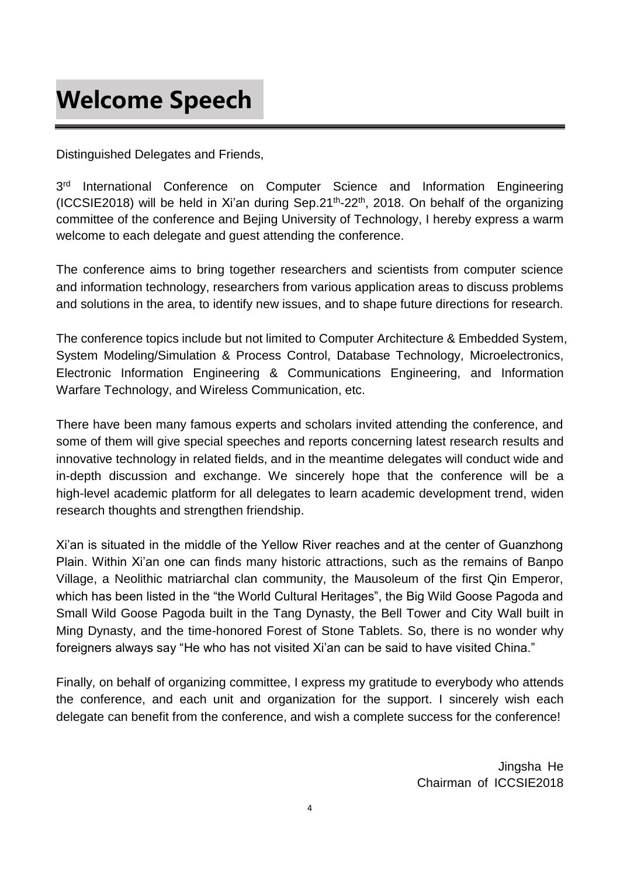# Welcome Speech

Distinguished Delegates and Friends,

3rd International Conference on Computer Science and Information Engineering (ICCSIE2018) will be held in Xi'an during Sep.21th-22th, 2018. On behalf of the organizing committee of the conference and Bejing University of Technology, I hereby express a warm welcome to each delegate and guest attending the conference.

The conference aims to bring together researchers and scientists from computer science and information technology, researchers from various application areas to discuss problems and solutions in the area, to identify new issues, and to shape future directions for research.

The conference topics include but not limited to Computer Architecture & Embedded System, System Modeling/Simulation & Process Control, Database Technology, Microelectronics, Electronic Information Engineering & Communications Engineering, and Information Warfare Technology, and Wireless Communication, etc.

There have been many famous experts and scholars invited attending the conference, and some of them will give special speeches and reports concerning latest research results and innovative technology in related fields, and in the meantime delegates will conduct wide and in-depth discussion and exchange. We sincerely hope that the conference will be a high-level academic platform for all delegates to learn academic development trend, widen research thoughts and strengthen friendship.

Xi'an is situated in the middle of the Yellow River reaches and at the center of Guanzhong Plain. Within Xi'an one can finds many historic attractions, such as the remains of Banpo Village, a Neolithic matriarchal clan community, the Mausoleum of the first Qin Emperor, which has been listed in the "the World Cultural Heritages", the Big Wild Goose Pagoda and Small Wild Goose Pagoda built in the Tang Dynasty, the Bell Tower and City Wall built in Ming Dynasty, and the time-honored Forest of Stone Tablets. So, there is no wonder why foreigners always say "He who has not visited Xi'an can be said to have visited China."

Finally, on behalf of organizing committee, I express my gratitude to everybody who attends the conference, and each unit and organization for the support. I sincerely wish each delegate can benefit from the conference, and wish a complete success for the conference!

Jingsha He
Chairman of ICCSIE2018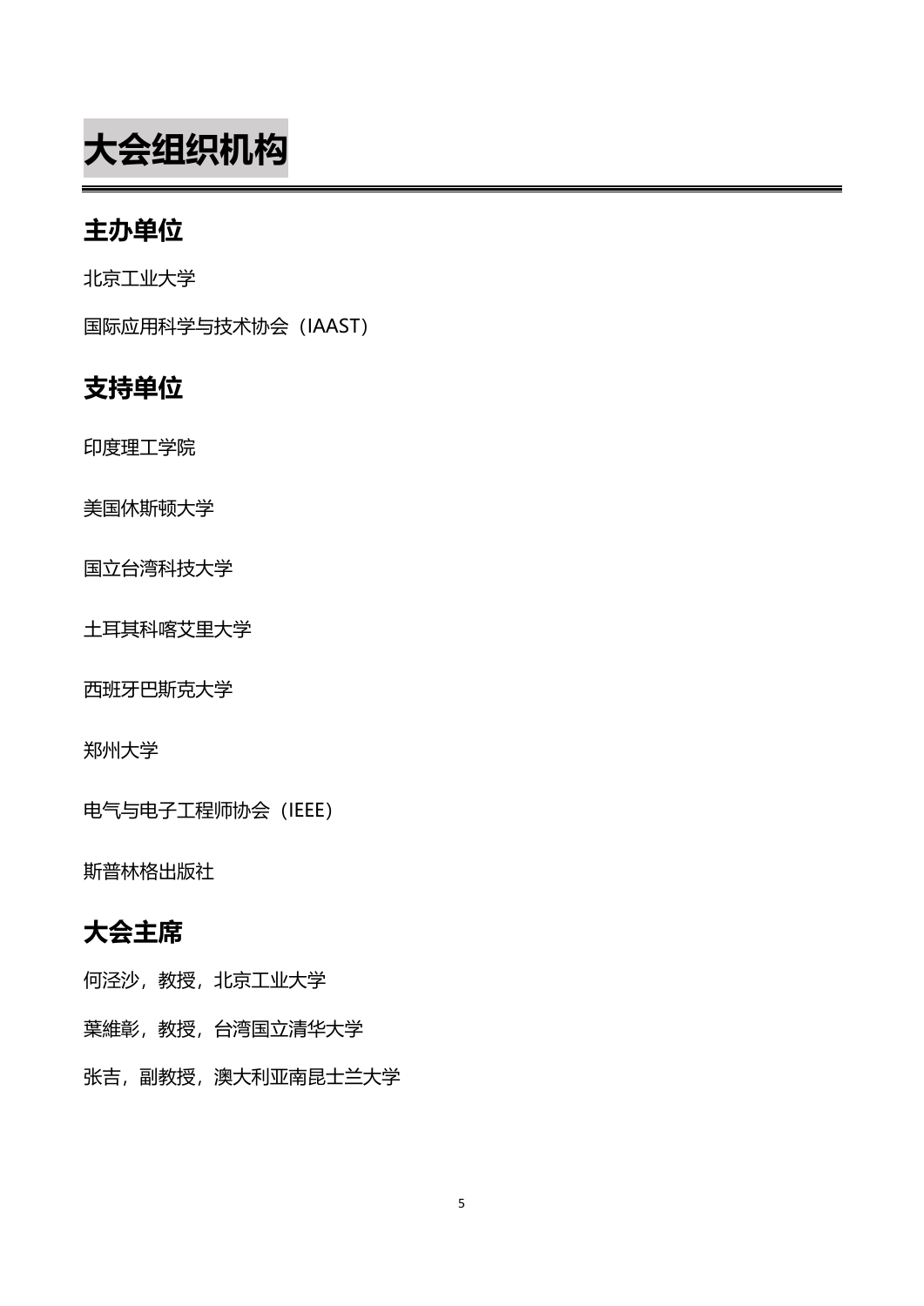# 大会组织机构

## 主办单位

北京工业大学

国际应用科学与技术协会（IAAST）

## 支持单位

印度理工学院

美国休斯顿大学

国立台湾科技大学

土耳其科喀艾里大学

西班牙巴斯克大学

郑州大学

电气与电子工程师协会（IEEE）

斯普林格出版社

## 大会主席

何泾沙，教授，北京工业大学

葉維彰，教授，台湾国立清华大学

张吉，副教授，澳大利亚南昆士兰大学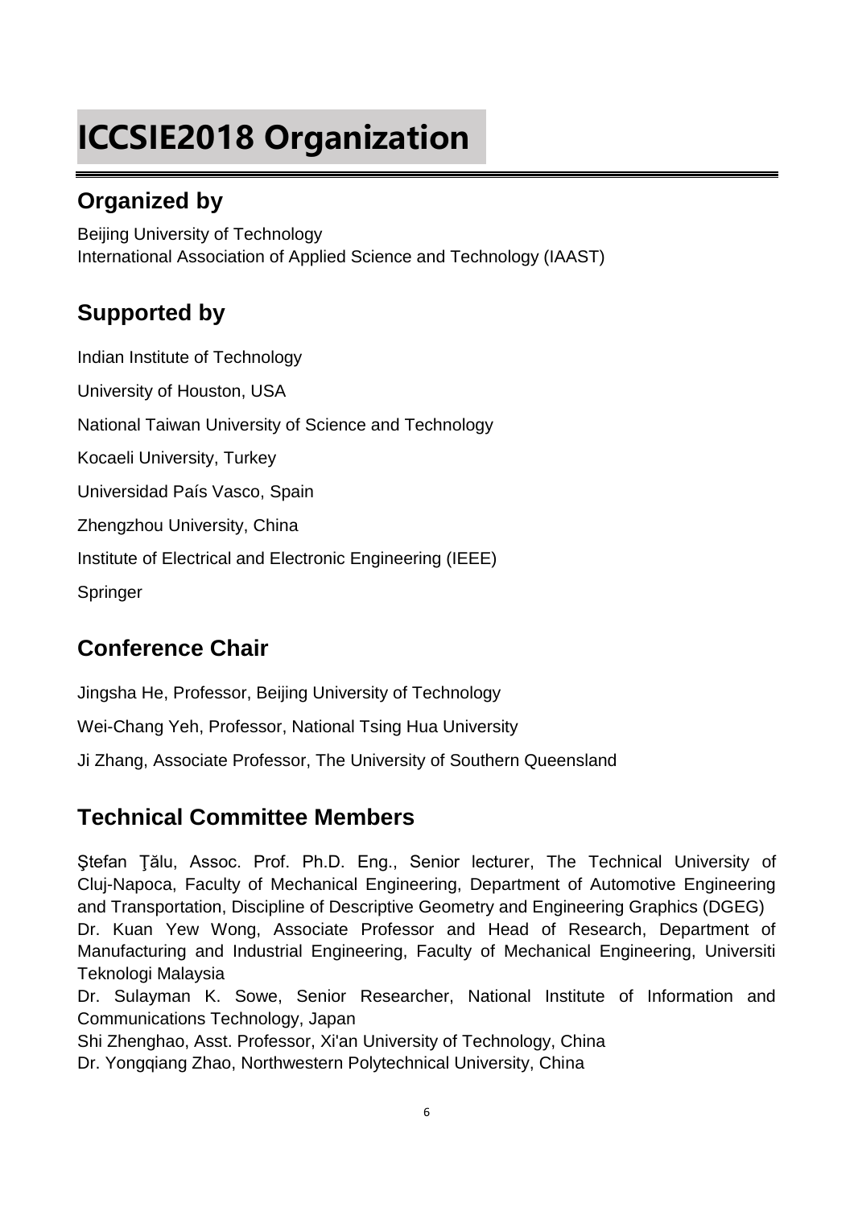# ICCSIE2018 Organization

## Organized by

Beijing University of Technology
International Association of Applied Science and Technology (IAAST)

## Supported by

Indian Institute of Technology

University of Houston, USA

National Taiwan University of Science and Technology

Kocaeli University, Turkey

Universidad País Vasco, Spain

Zhengzhou University, China

Institute of Electrical and Electronic Engineering (IEEE)

Springer

## Conference Chair

Jingsha He, Professor, Beijing University of Technology

Wei-Chang Yeh, Professor, National Tsing Hua University

Ji Zhang, Associate Professor, The University of Southern Queensland

## Technical Committee Members

Ştefan Ţălu, Assoc. Prof. Ph.D. Eng., Senior lecturer, The Technical University of Cluj-Napoca, Faculty of Mechanical Engineering, Department of Automotive Engineering and Transportation, Discipline of Descriptive Geometry and Engineering Graphics (DGEG)
Dr. Kuan Yew Wong, Associate Professor and Head of Research, Department of Manufacturing and Industrial Engineering, Faculty of Mechanical Engineering, Universiti Teknologi Malaysia
Dr. Sulayman K. Sowe, Senior Researcher, National Institute of Information and Communications Technology, Japan
Shi Zhenghao, Asst. Professor, Xi'an University of Technology, China
Dr. Yongqiang Zhao, Northwestern Polytechnical University, China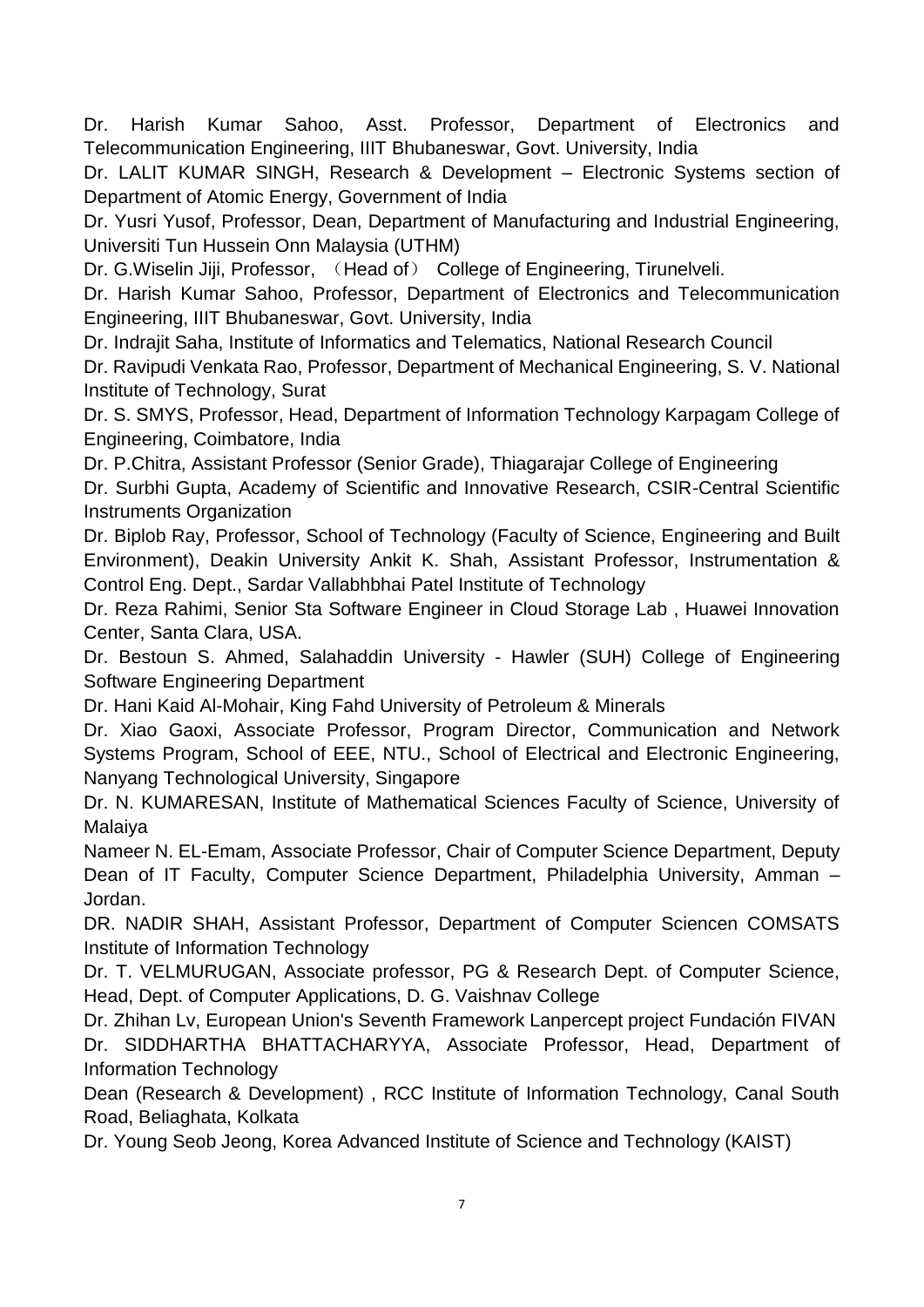Dr. Harish Kumar Sahoo, Asst. Professor, Department of Electronics and Telecommunication Engineering, IIIT Bhubaneswar, Govt. University, India

Dr. LALIT KUMAR SINGH, Research & Development – Electronic Systems section of Department of Atomic Energy, Government of India

Dr. Yusri Yusof, Professor, Dean, Department of Manufacturing and Industrial Engineering, Universiti Tun Hussein Onn Malaysia (UTHM)

Dr. G.Wiselin Jiji, Professor, （Head of） College of Engineering, Tirunelveli.

Dr. Harish Kumar Sahoo, Professor, Department of Electronics and Telecommunication Engineering, IIIT Bhubaneswar, Govt. University, India

Dr. Indrajit Saha, Institute of Informatics and Telematics, National Research Council

Dr. Ravipudi Venkata Rao, Professor, Department of Mechanical Engineering, S. V. National Institute of Technology, Surat

Dr. S. SMYS, Professor, Head, Department of Information Technology Karpagam College of Engineering, Coimbatore, India

Dr. P.Chitra, Assistant Professor (Senior Grade), Thiagarajar College of Engineering

Dr. Surbhi Gupta, Academy of Scientific and Innovative Research, CSIR-Central Scientific Instruments Organization

Dr. Biplob Ray, Professor, School of Technology (Faculty of Science, Engineering and Built Environment), Deakin University Ankit K. Shah, Assistant Professor, Instrumentation & Control Eng. Dept., Sardar Vallabhbhai Patel Institute of Technology

Dr. Reza Rahimi, Senior Sta Software Engineer in Cloud Storage Lab , Huawei Innovation Center, Santa Clara, USA.

Dr. Bestoun S. Ahmed, Salahaddin University - Hawler (SUH) College of Engineering Software Engineering Department

Dr. Hani Kaid Al-Mohair, King Fahd University of Petroleum & Minerals

Dr. Xiao Gaoxi, Associate Professor, Program Director, Communication and Network Systems Program, School of EEE, NTU., School of Electrical and Electronic Engineering, Nanyang Technological University, Singapore

Dr. N. KUMARESAN, Institute of Mathematical Sciences Faculty of Science, University of Malaiya

Nameer N. EL-Emam, Associate Professor, Chair of Computer Science Department, Deputy Dean of IT Faculty, Computer Science Department, Philadelphia University, Amman – Jordan.

DR. NADIR SHAH, Assistant Professor, Department of Computer Sciencen COMSATS Institute of Information Technology

Dr. T. VELMURUGAN, Associate professor, PG & Research Dept. of Computer Science, Head, Dept. of Computer Applications, D. G. Vaishnav College

Dr. Zhihan Lv, European Union's Seventh Framework Lanpercept project Fundación FIVAN

Dr. SIDDHARTHA BHATTACHARYYA, Associate Professor, Head, Department of Information Technology

Dean (Research & Development) , RCC Institute of Information Technology, Canal South Road, Beliaghata, Kolkata

Dr. Young Seob Jeong, Korea Advanced Institute of Science and Technology (KAIST)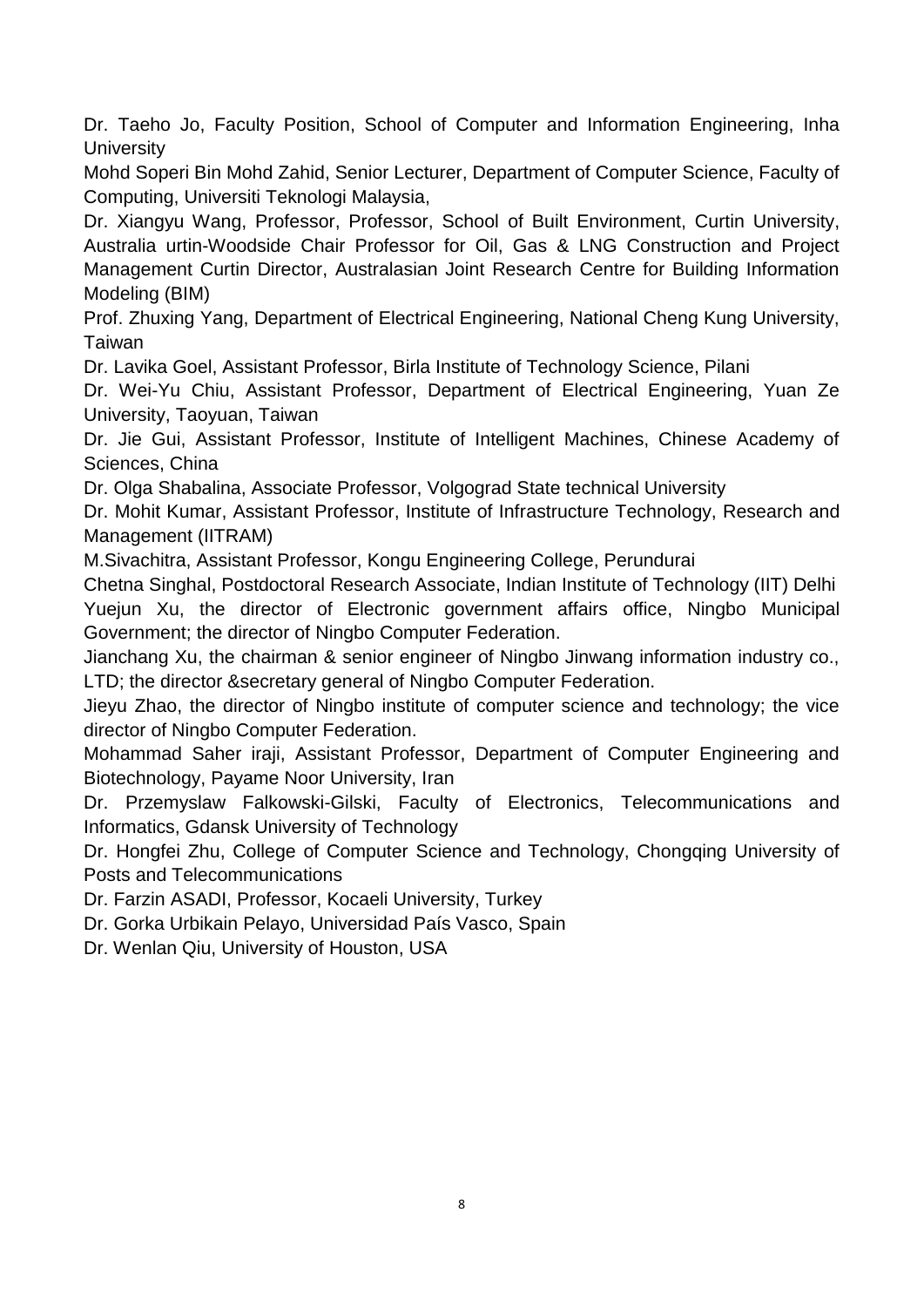Dr. Taeho Jo, Faculty Position, School of Computer and Information Engineering, Inha University

Mohd Soperi Bin Mohd Zahid, Senior Lecturer, Department of Computer Science, Faculty of Computing, Universiti Teknologi Malaysia,

Dr. Xiangyu Wang, Professor, Professor, School of Built Environment, Curtin University, Australia urtin-Woodside Chair Professor for Oil, Gas & LNG Construction and Project Management Curtin Director, Australasian Joint Research Centre for Building Information Modeling (BIM)

Prof. Zhuxing Yang, Department of Electrical Engineering, National Cheng Kung University, Taiwan

Dr. Lavika Goel, Assistant Professor, Birla Institute of Technology Science, Pilani

Dr. Wei-Yu Chiu, Assistant Professor, Department of Electrical Engineering, Yuan Ze University, Taoyuan, Taiwan

Dr. Jie Gui, Assistant Professor, Institute of Intelligent Machines, Chinese Academy of Sciences, China

Dr. Olga Shabalina, Associate Professor, Volgograd State technical University

Dr. Mohit Kumar, Assistant Professor, Institute of Infrastructure Technology, Research and Management (IITRAM)

M.Sivachitra, Assistant Professor, Kongu Engineering College, Perundurai

Chetna Singhal, Postdoctoral Research Associate, Indian Institute of Technology (IIT) Delhi

Yuejun Xu, the director of Electronic government affairs office, Ningbo Municipal Government; the director of Ningbo Computer Federation.

Jianchang Xu, the chairman & senior engineer of Ningbo Jinwang information industry co., LTD; the director &secretary general of Ningbo Computer Federation.

Jieyu Zhao, the director of Ningbo institute of computer science and technology; the vice director of Ningbo Computer Federation.

Mohammad Saher iraji, Assistant Professor, Department of Computer Engineering and Biotechnology, Payame Noor University, Iran

Dr. Przemyslaw Falkowski-Gilski, Faculty of Electronics, Telecommunications and Informatics, Gdansk University of Technology

Dr. Hongfei Zhu, College of Computer Science and Technology, Chongqing University of Posts and Telecommunications

Dr. Farzin ASADI, Professor, Kocaeli University, Turkey

Dr. Gorka Urbikain Pelayo, Universidad País Vasco, Spain

Dr. Wenlan Qiu, University of Houston, USA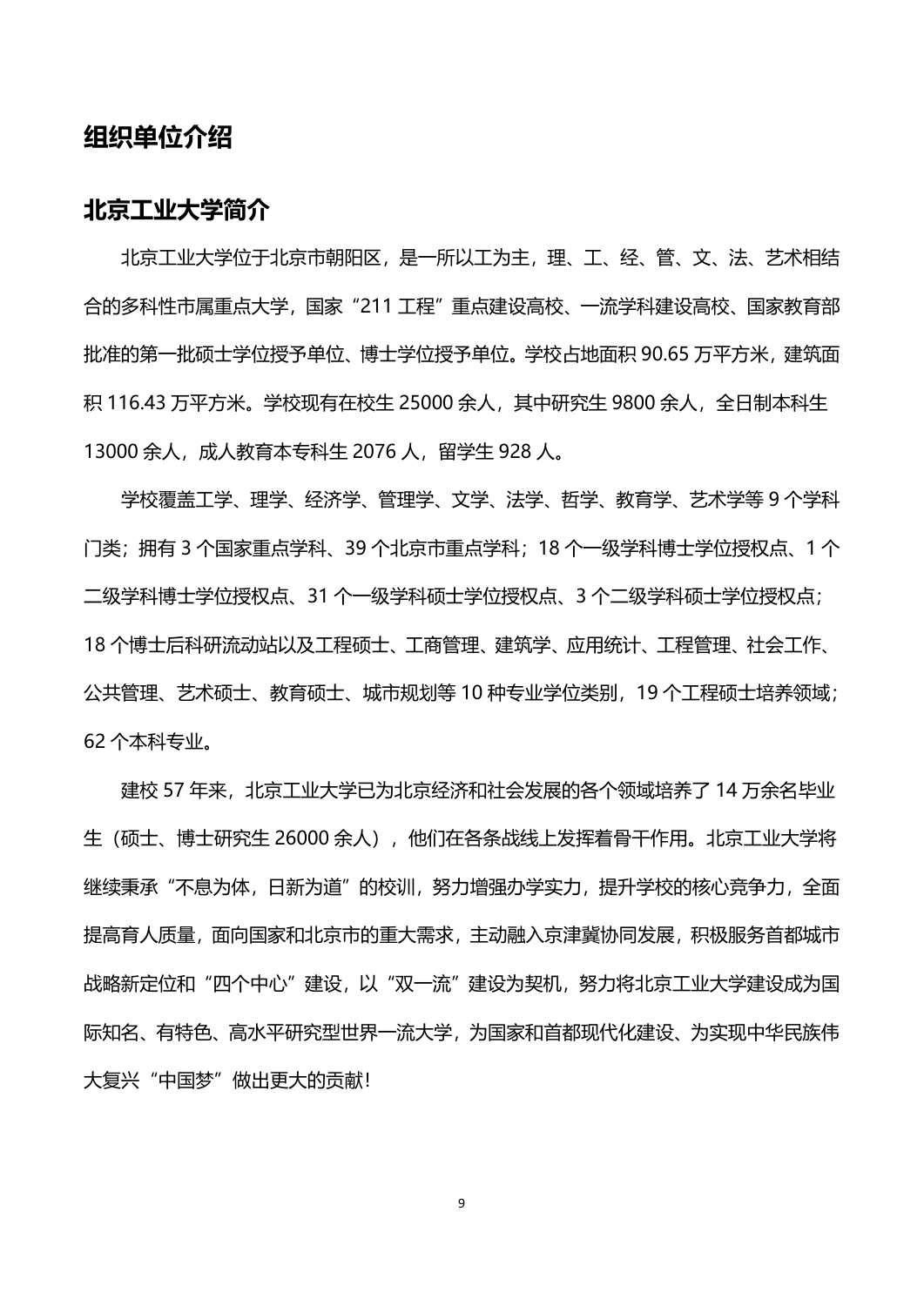## 组织单位介绍

## 北京工业大学简介

北京工业大学位于北京市朝阳区，是一所以工为主，理、工、经、管、文、法、艺术相结合的多科性市属重点大学，国家“211 工程”重点建设高校、一流学科建设高校、国家教育部批准的第一批硕士学位授予单位、博士学位授予单位。学校占地面积 90.65 万平方米，建筑面积 116.43 万平方米。学校现有在校生 25000 余人，其中研究生 9800 余人，全日制本科生 13000 余人，成人教育本专科生 2076 人，留学生 928 人。

学校覆盖工学、理学、经济学、管理学、文学、法学、哲学、教育学、艺术学等 9 个学科门类；拥有 3 个国家重点学科、39 个北京市重点学科；18 个一级学科博士学位授权点、1 个二级学科博士学位授权点、31 个一级学科硕士学位授权点、3 个二级学科硕士学位授权点；18 个博士后科研流动站以及工程硕士、工商管理、建筑学、应用统计、工程管理、社会工作、公共管理、艺术硕士、教育硕士、城市规划等 10 种专业学位类别，19 个工程硕士培养领域；62 个本科专业。

建校 57 年来，北京工业大学已为北京经济和社会发展的各个领域培养了 14 万余名毕业生（硕士、博士研究生 26000 余人），他们在各条战线上发挥着骨干作用。北京工业大学将继续秉承“不息为体，日新为道”的校训，努力增强办学实力，提升学校的核心竞争力，全面提高育人质量，面向国家和北京市的重大需求，主动融入京津冀协同发展，积极服务首都城市战略新定位和“四个中心”建设，以“双一流”建设为契机，努力将北京工业大学建设成为国际知名、有特色、高水平研究型世界一流大学，为国家和首都现代化建设、为实现中华民族伟大复兴“中国梦”做出更大的贡献！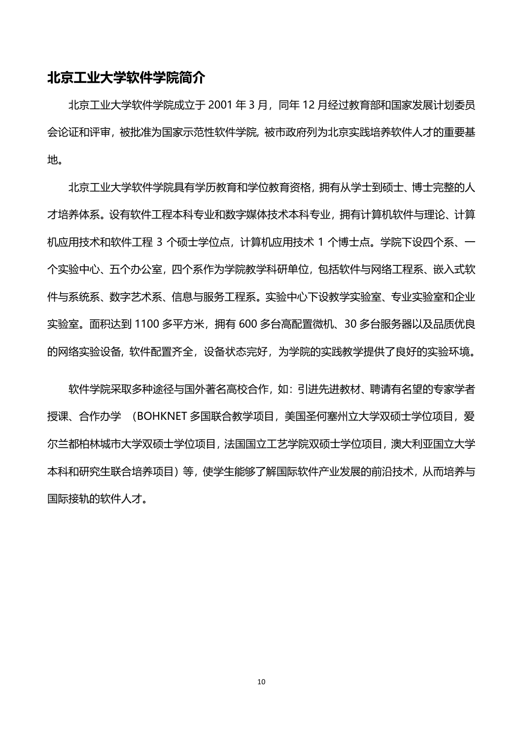## 北京工业大学软件学院简介

北京工业大学软件学院成立于 2001 年 3 月，同年 12 月经过教育部和国家发展计划委员会论证和评审，被批准为国家示范性软件学院, 被市政府列为北京实践培养软件人才的重要基地。

北京工业大学软件学院具有学历教育和学位教育资格，拥有从学士到硕士、博士完整的人才培养体系。设有软件工程本科专业和数字媒体技术本科专业，拥有计算机软件与理论、计算机应用技术和软件工程 3 个硕士学位点，计算机应用技术 1 个博士点。学院下设四个系、一个实验中心、五个办公室，四个系作为学院教学科研单位，包括软件与网络工程系、嵌入式软件与系统系、数字艺术系、信息与服务工程系。实验中心下设教学实验室、专业实验室和企业实验室。面积达到 1100 多平方米，拥有 600 多台高配置微机、30 多台服务器以及品质优良的网络实验设备，软件配置齐全，设备状态完好，为学院的实践教学提供了良好的实验环境。

软件学院采取多种途径与国外著名高校合作，如：引进先进教材、聘请有名望的专家学者授课、合作办学 （BOHKNET 多国联合教学项目，美国圣何塞州立大学双硕士学位项目，爱尔兰都柏林城市大学双硕士学位项目，法国国立工艺学院双硕士学位项目，澳大利亚国立大学本科和研究生联合培养项目）等，使学生能够了解国际软件产业发展的前沿技术，从而培养与国际接轨的软件人才。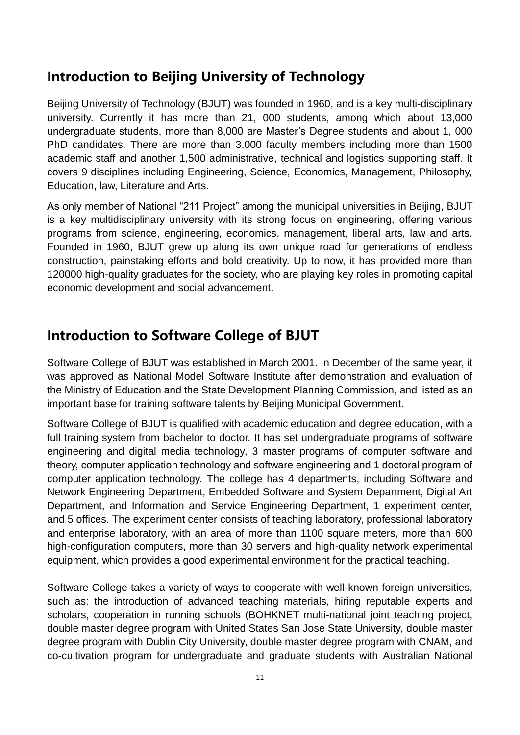## Introduction to Beijing University of Technology

Beijing University of Technology (BJUT) was founded in 1960, and is a key multi-disciplinary university. Currently it has more than 21, 000 students, among which about 13,000 undergraduate students, more than 8,000 are Master's Degree students and about 1, 000 PhD candidates. There are more than 3,000 faculty members including more than 1500 academic staff and another 1,500 administrative, technical and logistics supporting staff. It covers 9 disciplines including Engineering, Science, Economics, Management, Philosophy, Education, law, Literature and Arts.

As only member of National "211 Project" among the municipal universities in Beijing, BJUT is a key multidisciplinary university with its strong focus on engineering, offering various programs from science, engineering, economics, management, liberal arts, law and arts. Founded in 1960, BJUT grew up along its own unique road for generations of endless construction, painstaking efforts and bold creativity. Up to now, it has provided more than 120000 high-quality graduates for the society, who are playing key roles in promoting capital economic development and social advancement.

## Introduction to Software College of BJUT

Software College of BJUT was established in March 2001. In December of the same year, it was approved as National Model Software Institute after demonstration and evaluation of the Ministry of Education and the State Development Planning Commission, and listed as an important base for training software talents by Beijing Municipal Government.

Software College of BJUT is qualified with academic education and degree education, with a full training system from bachelor to doctor. It has set undergraduate programs of software engineering and digital media technology, 3 master programs of computer software and theory, computer application technology and software engineering and 1 doctoral program of computer application technology. The college has 4 departments, including Software and Network Engineering Department, Embedded Software and System Department, Digital Art Department, and Information and Service Engineering Department, 1 experiment center, and 5 offices. The experiment center consists of teaching laboratory, professional laboratory and enterprise laboratory, with an area of more than 1100 square meters, more than 600 high-configuration computers, more than 30 servers and high-quality network experimental equipment, which provides a good experimental environment for the practical teaching.

Software College takes a variety of ways to cooperate with well-known foreign universities, such as: the introduction of advanced teaching materials, hiring reputable experts and scholars, cooperation in running schools (BOHKNET multi-national joint teaching project, double master degree program with United States San Jose State University, double master degree program with Dublin City University, double master degree program with CNAM, and co-cultivation program for undergraduate and graduate students with Australian National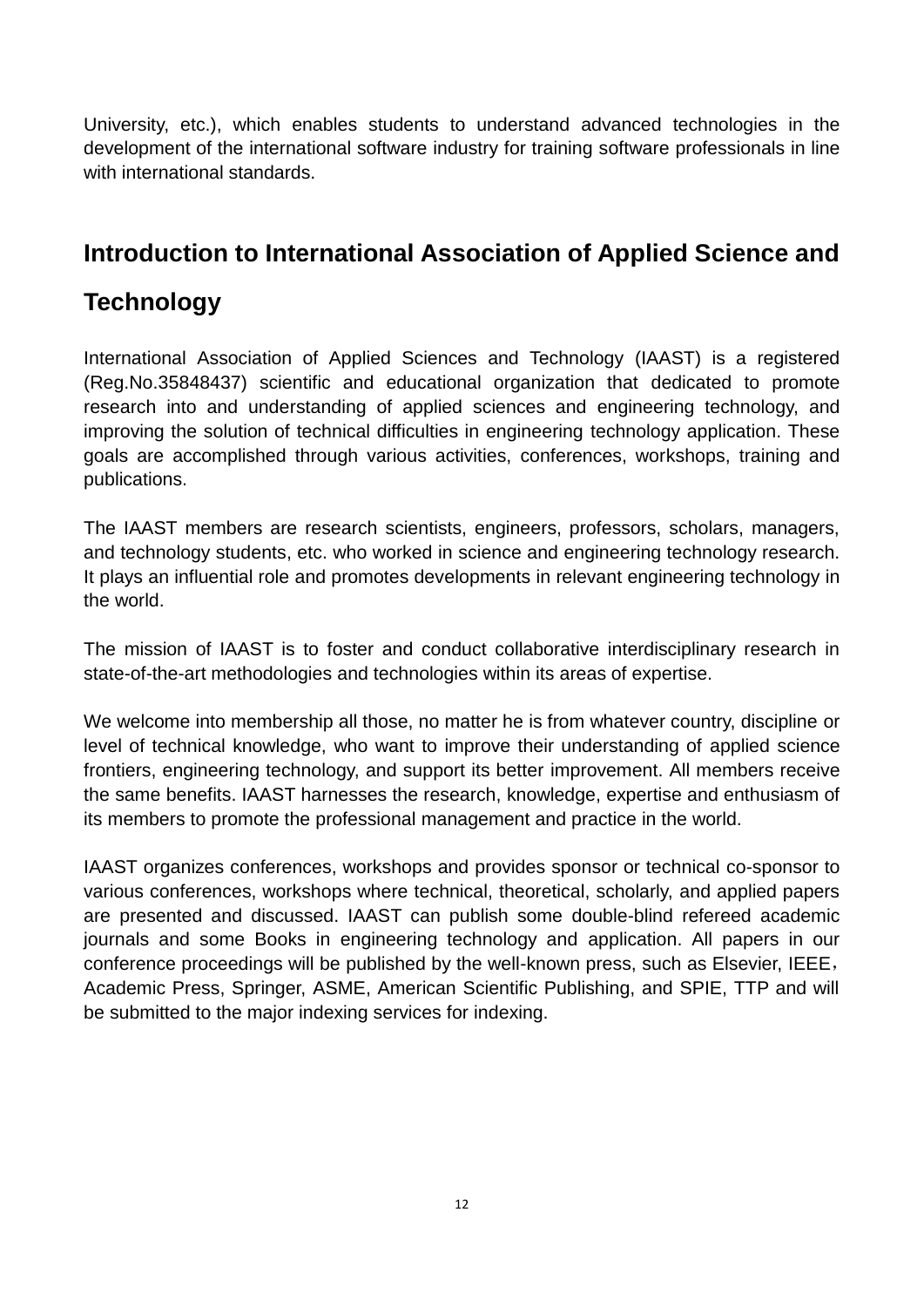University, etc.), which enables students to understand advanced technologies in the development of the international software industry for training software professionals in line with international standards.

## Introduction to International Association of Applied Science and Technology

International Association of Applied Sciences and Technology (IAAST) is a registered (Reg.No.35848437) scientific and educational organization that dedicated to promote research into and understanding of applied sciences and engineering technology, and improving the solution of technical difficulties in engineering technology application. These goals are accomplished through various activities, conferences, workshops, training and publications.

The IAAST members are research scientists, engineers, professors, scholars, managers, and technology students, etc. who worked in science and engineering technology research. It plays an influential role and promotes developments in relevant engineering technology in the world.

The mission of IAAST is to foster and conduct collaborative interdisciplinary research in state-of-the-art methodologies and technologies within its areas of expertise.

We welcome into membership all those, no matter he is from whatever country, discipline or level of technical knowledge, who want to improve their understanding of applied science frontiers, engineering technology, and support its better improvement. All members receive the same benefits. IAAST harnesses the research, knowledge, expertise and enthusiasm of its members to promote the professional management and practice in the world.

IAAST organizes conferences, workshops and provides sponsor or technical co-sponsor to various conferences, workshops where technical, theoretical, scholarly, and applied papers are presented and discussed. IAAST can publish some double-blind refereed academic journals and some Books in engineering technology and application. All papers in our conference proceedings will be published by the well-known press, such as Elsevier, IEEE， Academic Press, Springer, ASME, American Scientific Publishing, and SPIE, TTP and will be submitted to the major indexing services for indexing.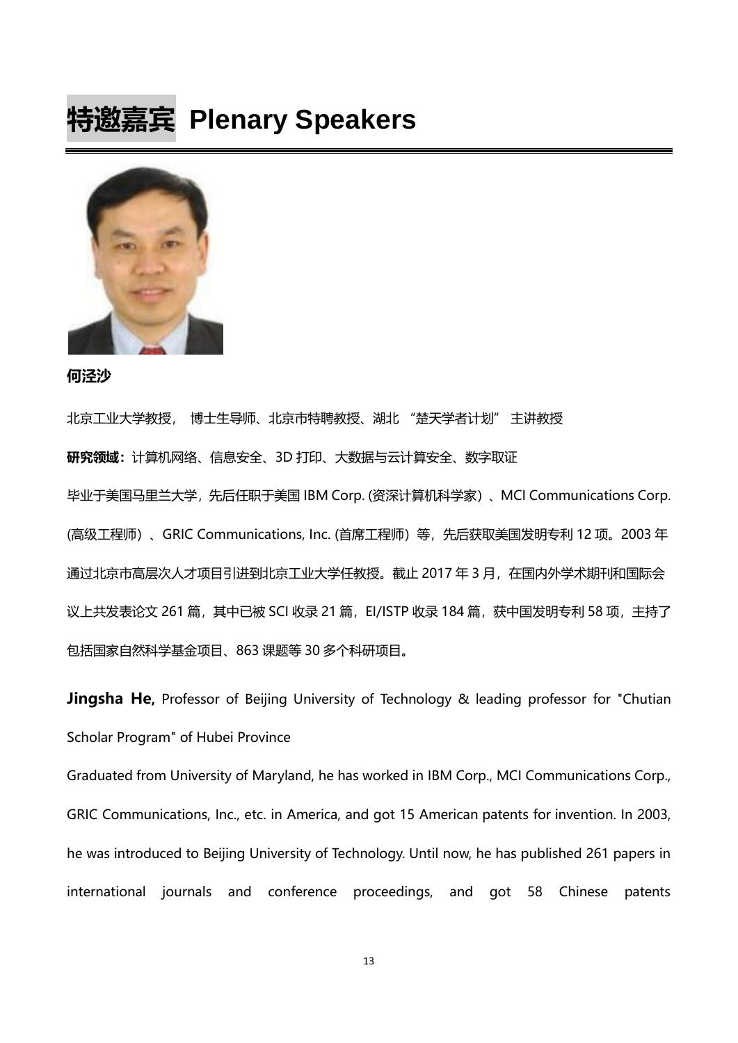# 特邀嘉宾 Plenary Speakers

**何泾沙**

北京工业大学教授， 博士生导师、北京市特聘教授、湖北 “楚天学者计划” 主讲教授

**研究领域：**计算机网络、信息安全、3D 打印、大数据与云计算安全、数字取证

毕业于美国马里兰大学，先后任职于美国 IBM Corp. (资深计算机科学家）、MCI Communications Corp. (高级工程师）、GRIC Communications, Inc. (首席工程师）等，先后获取美国发明专利 12 项。2003 年通过北京市高层次人才项目引进到北京工业大学任教授。截止 2017 年 3 月，在国内外学术期刊和国际会议上共发表论文 261 篇，其中已被 SCI 收录 21 篇，EI/ISTP 收录 184 篇，获中国发明专利 58 项，主持了包括国家自然科学基金项目、863 课题等 30 多个科研项目。

**Jingsha He,** Professor of Beijing University of Technology & leading professor for "Chutian Scholar Program" of Hubei Province

Graduated from University of Maryland, he has worked in IBM Corp., MCI Communications Corp., GRIC Communications, Inc., etc. in America, and got 15 American patents for invention. In 2003, he was introduced to Beijing University of Technology. Until now, he has published 261 papers in international journals and conference proceedings, and got 58 Chinese patents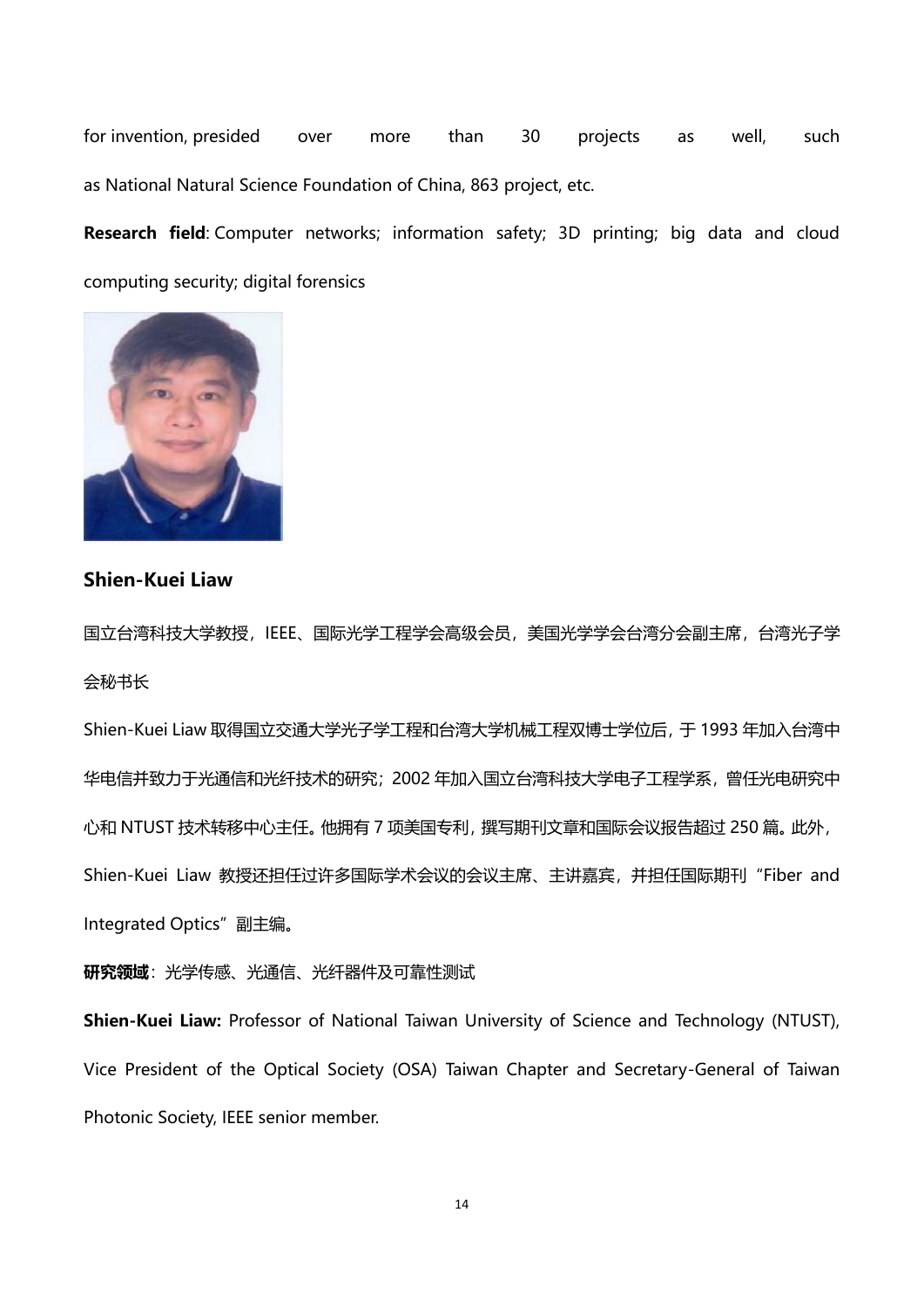for invention, presided over more than 30 projects as well, such as National Natural Science Foundation of China, 863 project, etc.

**Research field**: Computer networks; information safety; 3D printing; big data and cloud computing security; digital forensics

## Shien-Kuei Liaw

国立台湾科技大学教授，IEEE、国际光学工程学会高级会员，美国光学学会台湾分会副主席，台湾光子学会秘书长

Shien-Kuei Liaw 取得国立交通大学光子学工程和台湾大学机械工程双博士学位后，于 1993 年加入台湾中华电信并致力于光通信和光纤技术的研究；2002 年加入国立台湾科技大学电子工程学系，曾任光电研究中心和 NTUST 技术转移中心主任。他拥有 7 项美国专利，撰写期刊文章和国际会议报告超过 250 篇。此外，Shien-Kuei Liaw 教授还担任过许多国际学术会议的会议主席、主讲嘉宾，并担任国际期刊“Fiber and Integrated Optics”副主编。

**研究领域**：光学传感、光通信、光纤器件及可靠性测试

**Shien-Kuei Liaw:** Professor of National Taiwan University of Science and Technology (NTUST), Vice President of the Optical Society (OSA) Taiwan Chapter and Secretary-General of Taiwan Photonic Society, IEEE senior member.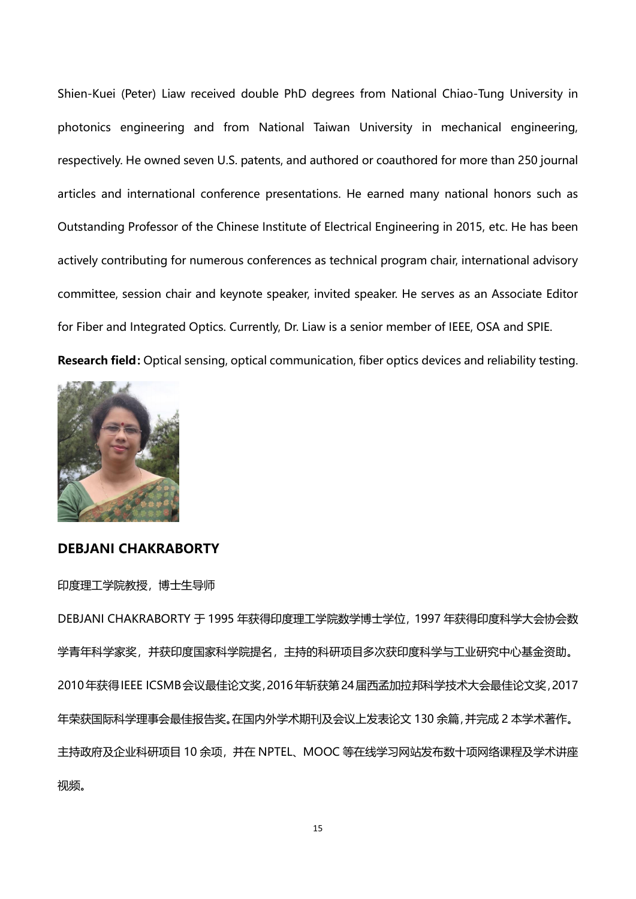Shien-Kuei (Peter) Liaw received double PhD degrees from National Chiao-Tung University in photonics engineering and from National Taiwan University in mechanical engineering, respectively. He owned seven U.S. patents, and authored or coauthored for more than 250 journal articles and international conference presentations. He earned many national honors such as Outstanding Professor of the Chinese Institute of Electrical Engineering in 2015, etc. He has been actively contributing for numerous conferences as technical program chair, international advisory committee, session chair and keynote speaker, invited speaker. He serves as an Associate Editor for Fiber and Integrated Optics. Currently, Dr. Liaw is a senior member of IEEE, OSA and SPIE.

**Research field：**Optical sensing, optical communication, fiber optics devices and reliability testing.

### DEBJANI CHAKRABORTY

印度理工学院教授，博士生导师

DEBJANI CHAKRABORTY 于 1995 年获得印度理工学院数学博士学位，1997 年获得印度科学大会协会数学青年科学家奖，并获印度国家科学院提名，主持的科研项目多次获印度科学与工业研究中心基金资助。2010 年获得 IEEE ICSMB 会议最佳论文奖，2016 年斩获第 24 届西孟加拉邦科学技术大会最佳论文奖，2017 年荣获国际科学理事会最佳报告奖。在国内外学术期刊及会议上发表论文 130 余篇，并完成 2 本学术著作。主持政府及企业科研项目 10 余项，并在 NPTEL、MOOC 等在线学习网站发布数十项网络课程及学术讲座视频。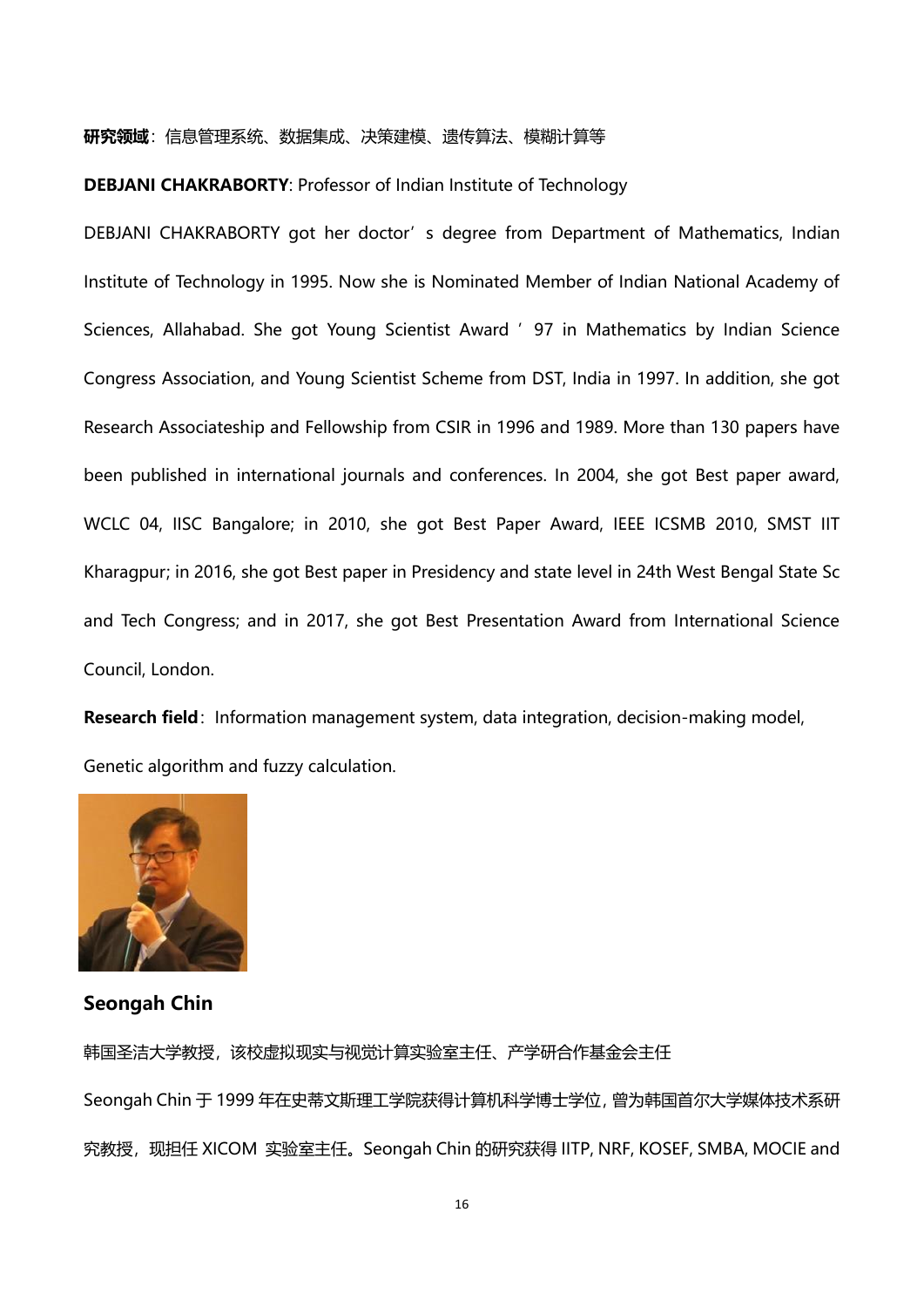**研究领域**：信息管理系统、数据集成、决策建模、遗传算法、模糊计算等

**DEBJANI CHAKRABORTY**: Professor of Indian Institute of Technology

DEBJANI CHAKRABORTY got her doctor’s degree from Department of Mathematics, Indian Institute of Technology in 1995. Now she is Nominated Member of Indian National Academy of Sciences, Allahabad. She got Young Scientist Award ’97 in Mathematics by Indian Science Congress Association, and Young Scientist Scheme from DST, India in 1997. In addition, she got Research Associateship and Fellowship from CSIR in 1996 and 1989. More than 130 papers have been published in international journals and conferences. In 2004, she got Best paper award, WCLC 04, IISC Bangalore; in 2010, she got Best Paper Award, IEEE ICSMB 2010, SMST IIT Kharagpur; in 2016, she got Best paper in Presidency and state level in 24th West Bengal State Sc and Tech Congress; and in 2017, she got Best Presentation Award from International Science Council, London.

**Research field**: Information management system, data integration, decision-making model, Genetic algorithm and fuzzy calculation.

**Seongah Chin**

韩国圣洁大学教授，该校虚拟现实与视觉计算实验室主任、产学研合作基金会主任

Seongah Chin 于 1999 年在史蒂文斯理工学院获得计算机科学博士学位，曾为韩国首尔大学媒体技术系研究教授，现担任 XICOM 实验室主任。Seongah Chin 的研究获得 IITP, NRF, KOSEF, SMBA, MOCIE and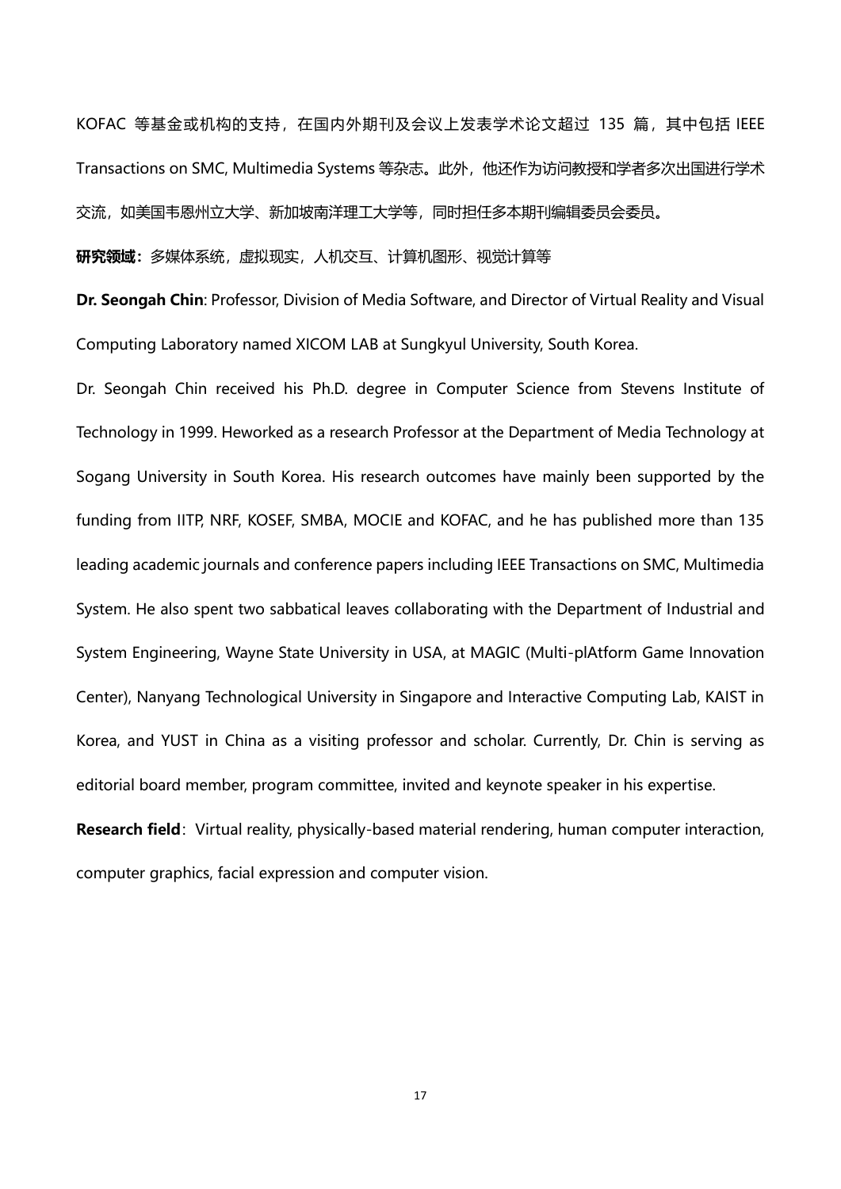KOFAC 等基金或机构的支持，在国内外期刊及会议上发表学术论文超过 135 篇，其中包括 IEEE Transactions on SMC, Multimedia Systems 等杂志。此外，他还作为访问教授和学者多次出国进行学术交流，如美国韦恩州立大学、新加坡南洋理工大学等，同时担任多本期刊编辑委员会委员。

**研究领域：**多媒体系统，虚拟现实，人机交互、计算机图形、视觉计算等

**Dr. Seongah Chin**: Professor, Division of Media Software, and Director of Virtual Reality and Visual Computing Laboratory named XICOM LAB at Sungkyul University, South Korea.

Dr. Seongah Chin received his Ph.D. degree in Computer Science from Stevens Institute of Technology in 1999. Heworked as a research Professor at the Department of Media Technology at Sogang University in South Korea. His research outcomes have mainly been supported by the funding from IITP, NRF, KOSEF, SMBA, MOCIE and KOFAC, and he has published more than 135 leading academic journals and conference papers including IEEE Transactions on SMC, Multimedia System. He also spent two sabbatical leaves collaborating with the Department of Industrial and System Engineering, Wayne State University in USA, at MAGIC (Multi-plAtform Game Innovation Center), Nanyang Technological University in Singapore and Interactive Computing Lab, KAIST in Korea, and YUST in China as a visiting professor and scholar. Currently, Dr. Chin is serving as editorial board member, program committee, invited and keynote speaker in his expertise.

**Research field**: Virtual reality, physically-based material rendering, human computer interaction, computer graphics, facial expression and computer vision.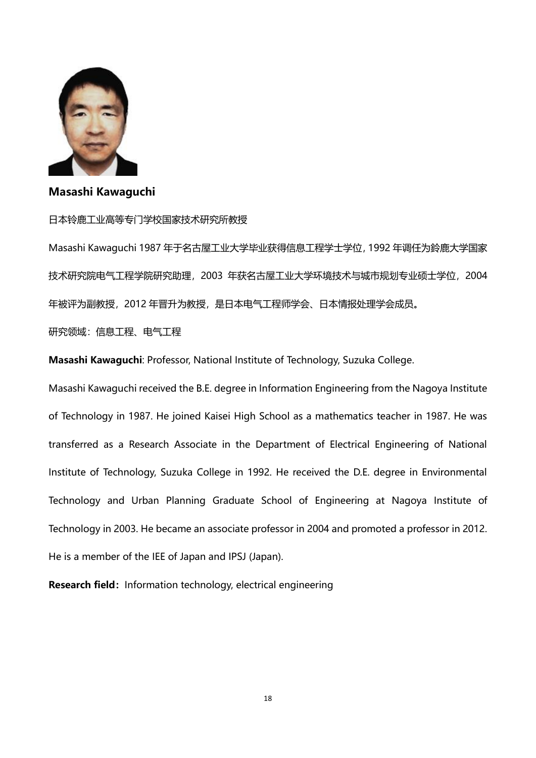**Masashi Kawaguchi**

日本铃鹿工业高等专门学校国家技术研究所教授

Masashi Kawaguchi 1987 年于名古屋工业大学毕业获得信息工程学士学位, 1992 年调任为鈴鹿大学国家技术研究院电气工程学院研究助理，2003 年获名古屋工业大学环境技术与城市规划专业硕士学位，2004 年被评为副教授，2012 年晋升为教授，是日本电气工程师学会、日本情报处理学会成员。

研究领域：信息工程、电气工程

**Masashi Kawaguchi**: Professor, National Institute of Technology, Suzuka College.

Masashi Kawaguchi received the B.E. degree in Information Engineering from the Nagoya Institute of Technology in 1987. He joined Kaisei High School as a mathematics teacher in 1987. He was transferred as a Research Associate in the Department of Electrical Engineering of National Institute of Technology, Suzuka College in 1992. He received the D.E. degree in Environmental Technology and Urban Planning Graduate School of Engineering at Nagoya Institute of Technology in 2003. He became an associate professor in 2004 and promoted a professor in 2012. He is a member of the IEE of Japan and IPSJ (Japan).

**Research field：** Information technology, electrical engineering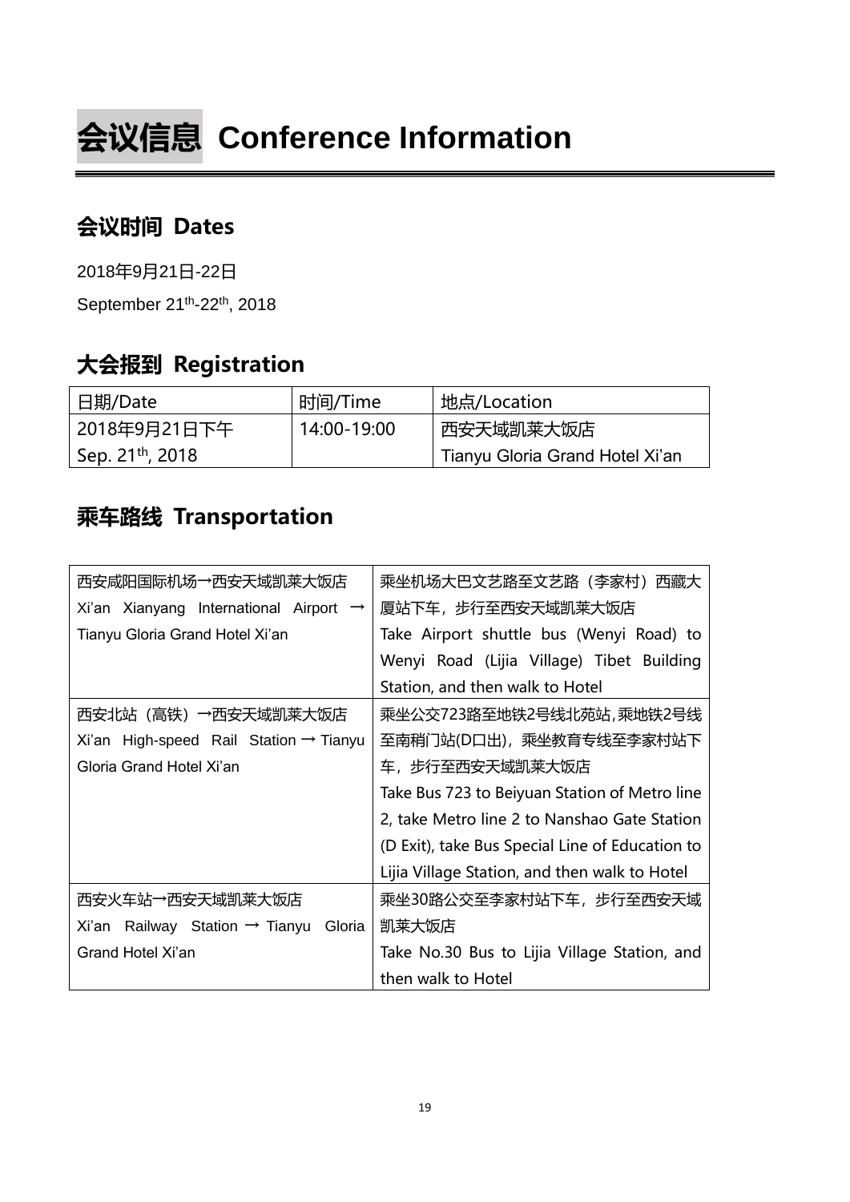# 会议信息 Conference Information

## 会议时间 Dates

2018年9月21日-22日

September 21th-22th, 2018

## 大会报到 Registration

| 日期/Date | 时间/Time | 地点/Location |
|---|---|---|
| 2018年9月21日下午<br>Sep. 21th, 2018 | 14:00-19:00 | 西安天域凯莱大饭店<br>Tianyu Gloria Grand Hotel Xi'an |

## 乘车路线 Transportation

| | |
|---|---|
| 西安咸阳国际机场→西安天域凯莱大饭店<br>Xi'an Xianyang International Airport → Tianyu Gloria Grand Hotel Xi'an | 乘坐机场大巴文艺路至文艺路（李家村）西藏大厦站下车，步行至西安天域凯莱大饭店<br>Take Airport shuttle bus (Wenyi Road) to Wenyi Road (Lijia Village) Tibet Building Station, and then walk to Hotel |
| 西安北站（高铁）→西安天域凯莱大饭店<br>Xi'an High-speed Rail Station → Tianyu Gloria Grand Hotel Xi'an | 乘坐公交723路至地铁2号线北苑站,乘地铁2号线至南稍门站(D口出)，乘坐教育专线至李家村站下车，步行至西安天域凯莱大饭店<br>Take Bus 723 to Beiyuan Station of Metro line 2, take Metro line 2 to Nanshao Gate Station (D Exit), take Bus Special Line of Education to Lijia Village Station, and then walk to Hotel |
| 西安火车站→西安天域凯莱大饭店<br>Xi'an Railway Station → Tianyu Gloria Grand Hotel Xi'an | 乘坐30路公交至李家村站下车，步行至西安天域凯莱大饭店<br>Take No.30 Bus to Lijia Village Station, and then walk to Hotel |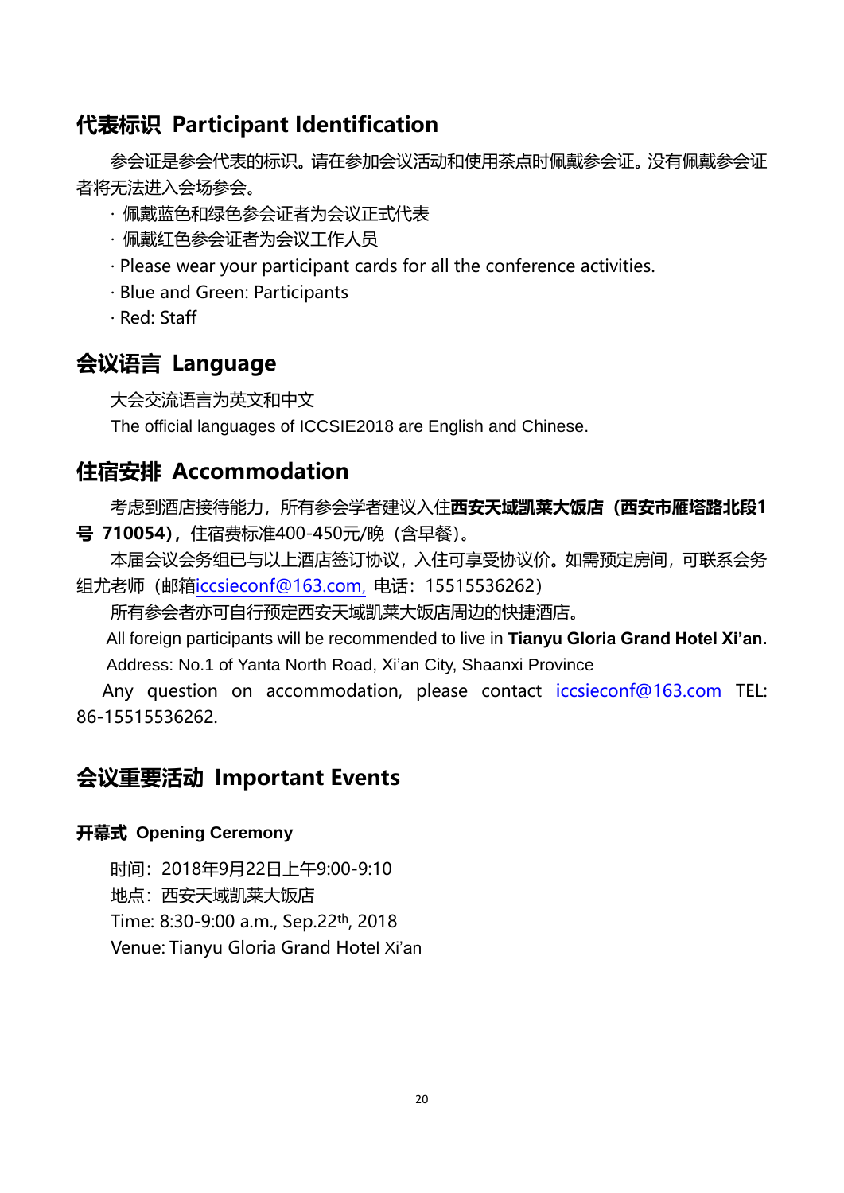## 代表标识 Participant Identification

参会证是参会代表的标识。请在参加会议活动和使用茶点时佩戴参会证。没有佩戴参会证者将无法进入会场参会。

· 佩戴蓝色和绿色参会证者为会议正式代表
· 佩戴红色参会证者为会议工作人员
· Please wear your participant cards for all the conference activities.
· Blue and Green: Participants
· Red: Staff

## 会议语言 Language

大会交流语言为英文和中文

The official languages of ICCSIE2018 are English and Chinese.

## 住宿安排 Accommodation

考虑到酒店接待能力，所有参会学者建议入住**西安天域凯莱大饭店（西安市雁塔路北段1号 710054）**，住宿费标准400-450元/晚（含早餐）。

本届会议会务组已与以上酒店签订协议，入住可享受协议价。如需预定房间，可联系会务组尤老师（邮箱iccsieconf@163.com，电话：15515536262）

所有参会者亦可自行预定西安天域凯莱大饭店周边的快捷酒店。

All foreign participants will be recommended to live in **Tianyu Gloria Grand Hotel Xi'an.**

Address: No.1 of Yanta North Road, Xi'an City, Shaanxi Province

Any question on accommodation, please contact iccsieconf@163.com TEL: 86-15515536262.

## 会议重要活动 Important Events

### 开幕式 Opening Ceremony

时间：2018年9月22日上午9:00-9:10

地点：西安天域凯莱大饭店

Time: 8:30-9:00 a.m., Sep.22th, 2018

Venue: Tianyu Gloria Grand Hotel Xi'an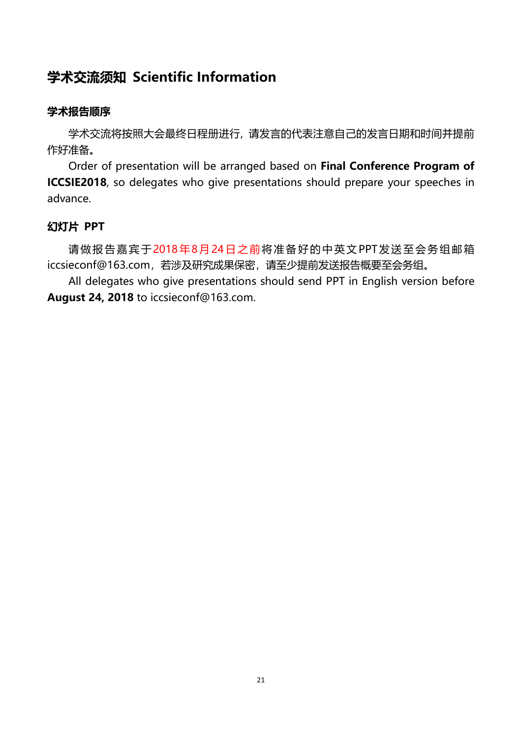# 学术交流须知 Scientific Information

### 学术报告顺序

学术交流将按照大会最终日程册进行，请发言的代表注意自己的发言日期和时间并提前作好准备。

Order of presentation will be arranged based on **Final Conference Program of ICCSIE2018**, so delegates who give presentations should prepare your speeches in advance.

### 幻灯片 PPT

请做报告嘉宾于2018年8月24日之前将准备好的中英文PPT发送至会务组邮箱iccsieconf@163.com，若涉及研究成果保密，请至少提前发送报告概要至会务组。

All delegates who give presentations should send PPT in English version before **August 24, 2018** to iccsieconf@163.com.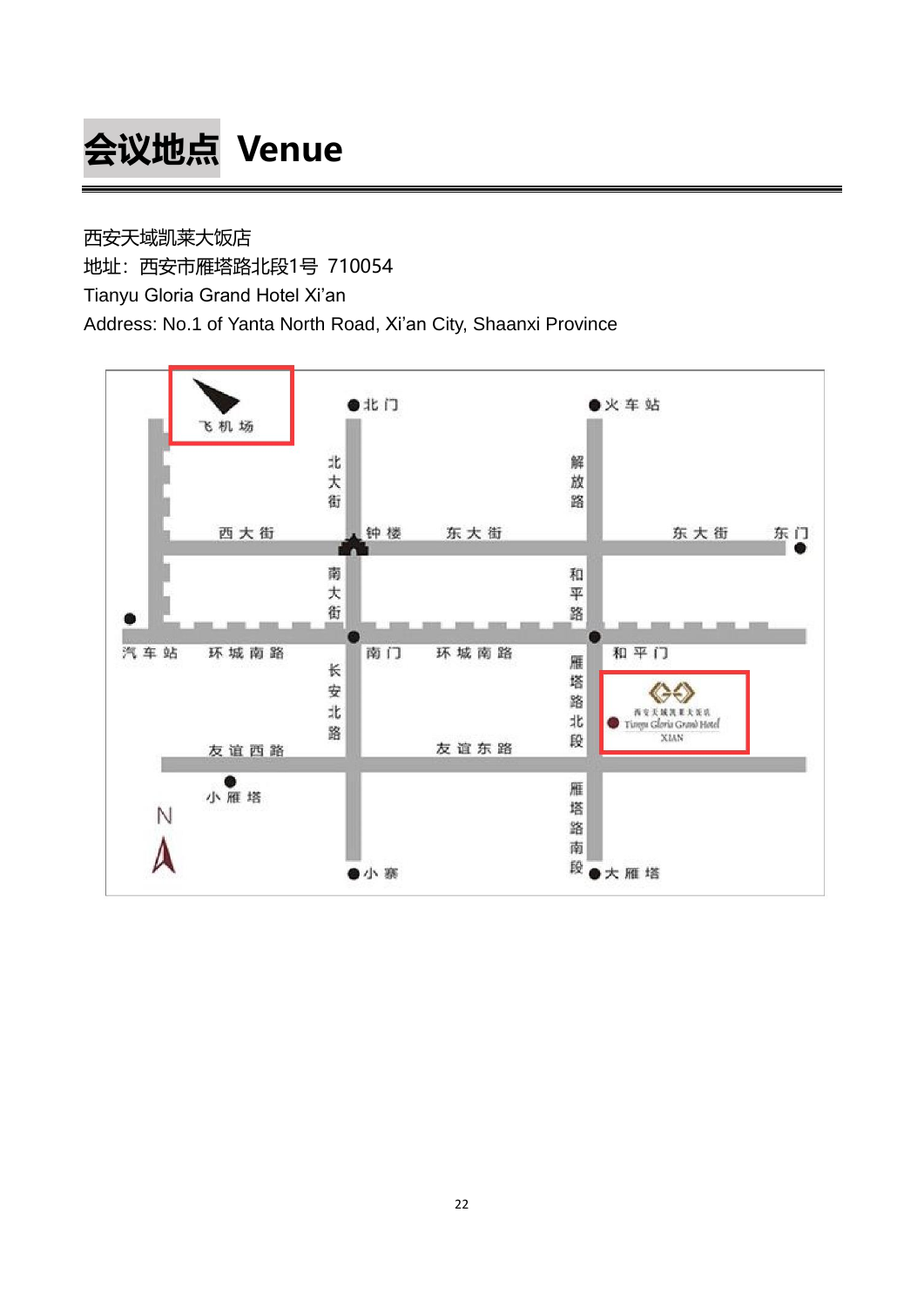# 会议地点 Venue

西安天域凯莱大饭店

地址：西安市雁塔路北段1号 710054

Tianyu Gloria Grand Hotel Xi'an

Address: No.1 of Yanta North Road, Xi'an City, Shaanxi Province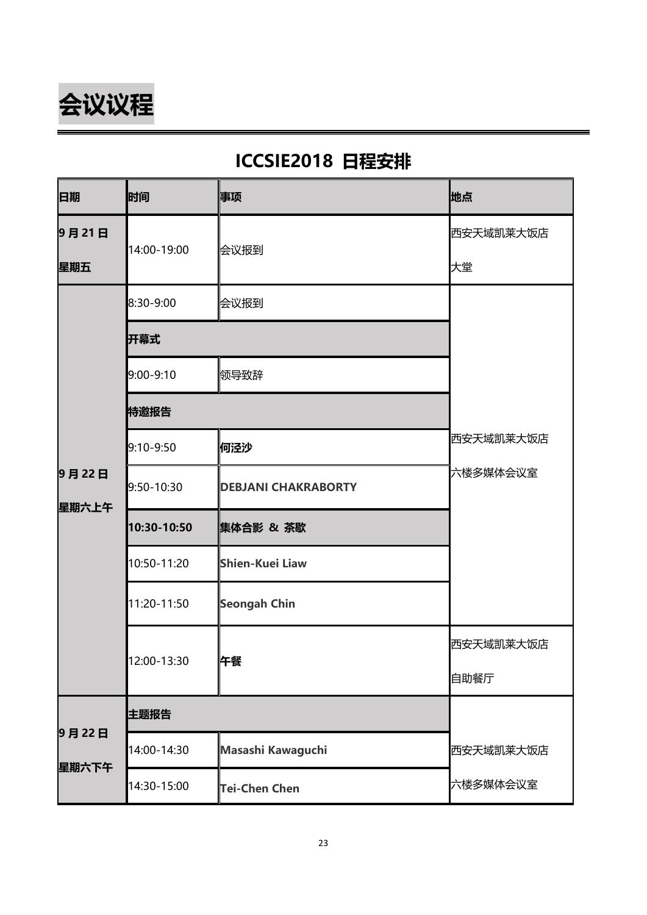# 会议议程

## ICCSIE2018 日程安排

| 日期 | 时间 | 事项 | 地点 |
|---|---|---|---|
| **9 月 21 日 星期五** | 14:00-19:00 | 会议报到 | 西安天域凯莱大饭店 大堂 |
| **9 月 22 日 星期六上午** | 8:30-9:00 | 会议报到 | 西安天域凯莱大饭店 六楼多媒体会议室 |
| | **开幕式** | | |
| | 9:00-9:10 | 领导致辞 | |
| | **特邀报告** | | |
| | 9:10-9:50 | **何泾沙** | |
| | 9:50-10:30 | **DEBJANI CHAKRABORTY** | |
| | **10:30-10:50** | **集体合影 & 茶歇** | |
| | 10:50-11:20 | **Shien-Kuei Liaw** | |
| | 11:20-11:50 | **Seongah Chin** | |
| | 12:00-13:30 | **午餐** | 西安天域凯莱大饭店 自助餐厅 |
| **9 月 22 日 星期六下午** | **主题报告** | | 西安天域凯莱大饭店 六楼多媒体会议室 |
| | 14:00-14:30 | **Masashi Kawaguchi** | |
| | 14:30-15:00 | **Tei-Chen Chen** | |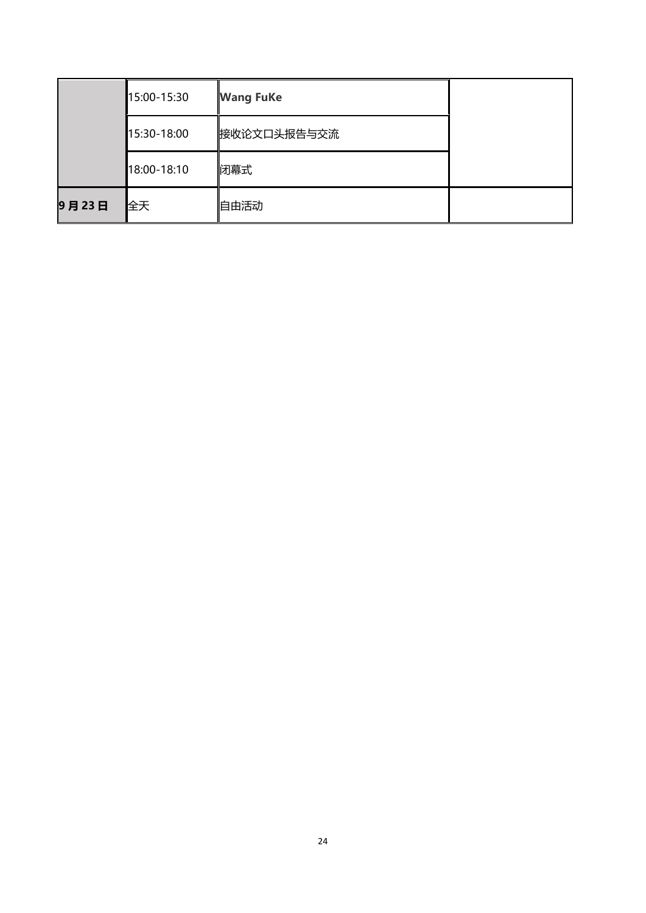| | | | |
|---|---|---|---|
| | 15:00-15:30 | **Wang FuKe** | |
| | 15:30-18:00 | 接收论文口头报告与交流 | |
| | 18:00-18:10 | 闭幕式 | |
| **9 月 23 日** | 全天 | 自由活动 | |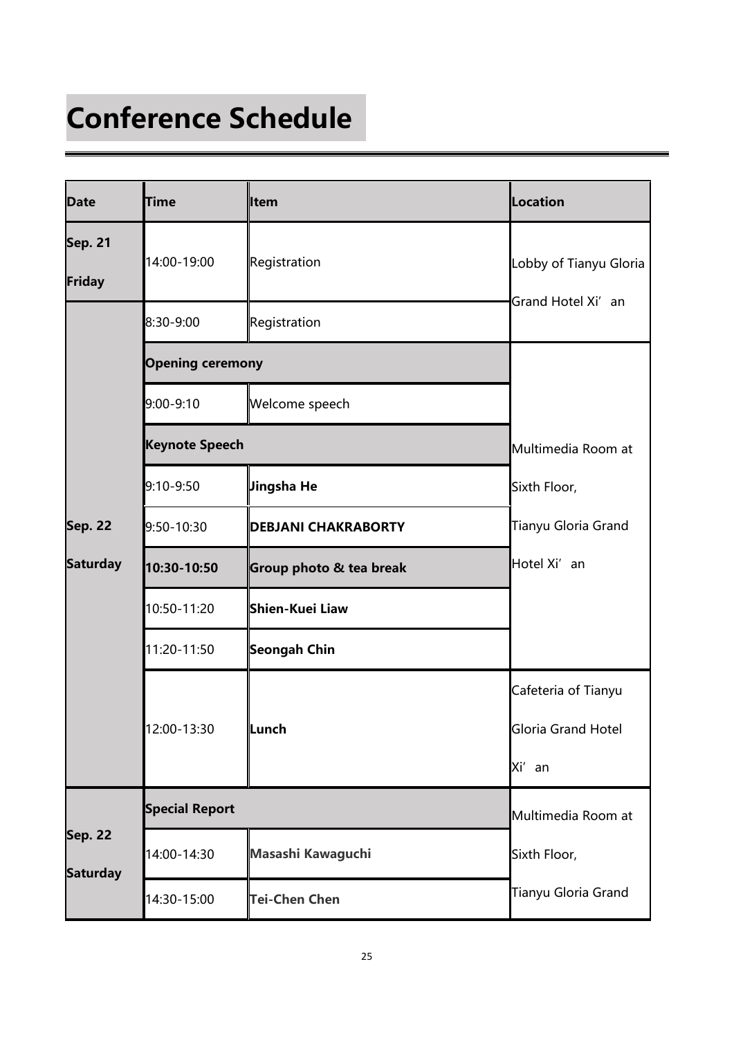# Conference Schedule

| Date | Time | Item | Location |
| --- | --- | --- | --- |
| Sep. 21 Friday | 14:00-19:00 | Registration | Lobby of Tianyu Gloria Grand Hotel Xi’an |
| Sep. 22 Saturday | 8:30-9:00 | Registration | |
| | **Opening ceremony** | | Multimedia Room at Sixth Floor, Tianyu Gloria Grand Hotel Xi’an |
| | 9:00-9:10 | Welcome speech | |
| | **Keynote Speech** | | |
| | 9:10-9:50 | **Jingsha He** | |
| | 9:50-10:30 | **DEBJANI CHAKRABORTY** | |
| | **10:30-10:50** | **Group photo & tea break** | |
| | 10:50-11:20 | **Shien-Kuei Liaw** | |
| | 11:20-11:50 | **Seongah Chin** | |
| | 12:00-13:30 | **Lunch** | Cafeteria of Tianyu Gloria Grand Hotel Xi’an |
| Sep. 22 Saturday | **Special Report** | | Multimedia Room at Sixth Floor, Tianyu Gloria Grand |
| | 14:00-14:30 | **Masashi Kawaguchi** | |
| | 14:30-15:00 | **Tei-Chen Chen** | |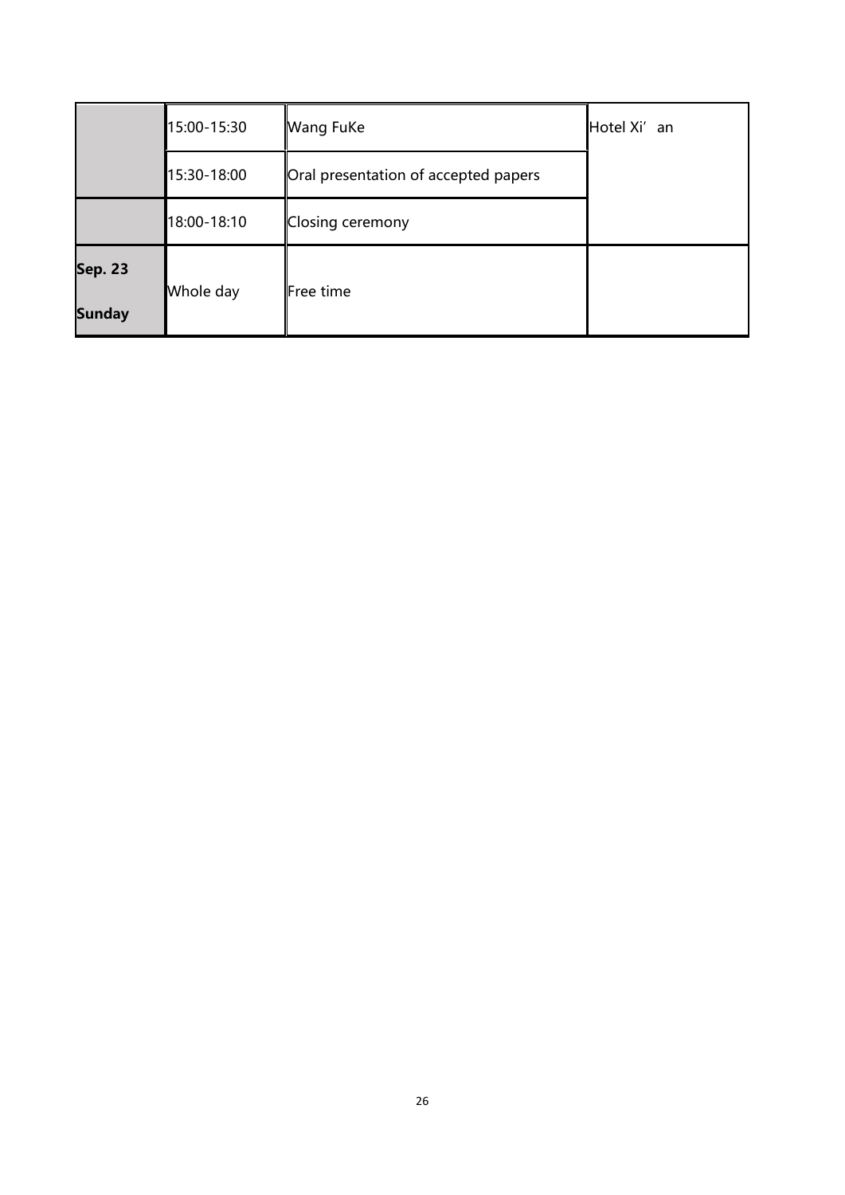|  |  |  |  |
|---|---|---|---|
|  | 15:00-15:30 | Wang FuKe | Hotel Xi’an |
|  | 15:30-18:00 | Oral presentation of accepted papers |  |
|  | 18:00-18:10 | Closing ceremony |  |
| **Sep. 23 Sunday** | Whole day | Free time |  |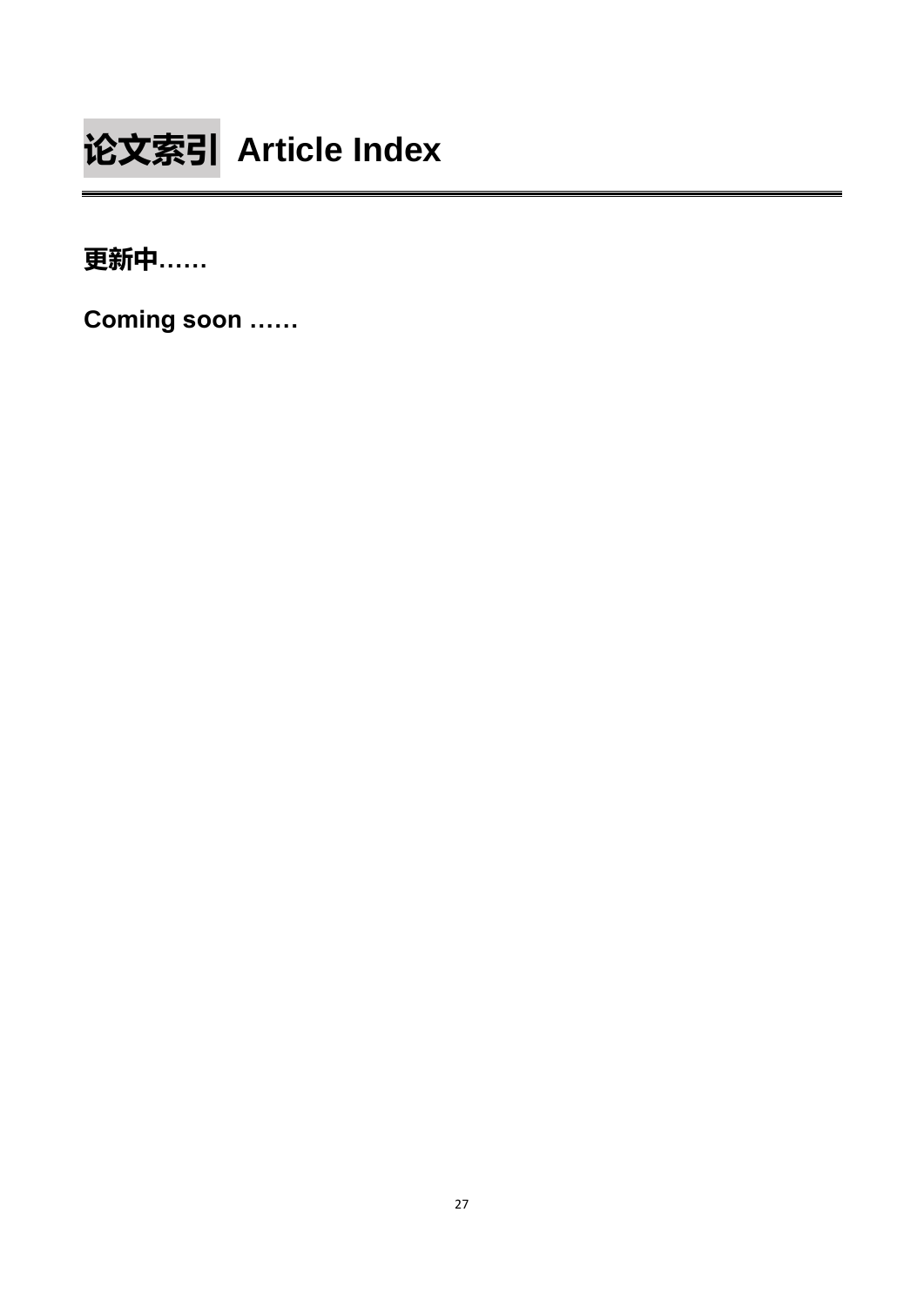# 论文索引 Article Index

**更新中……**

**Coming soon ……**